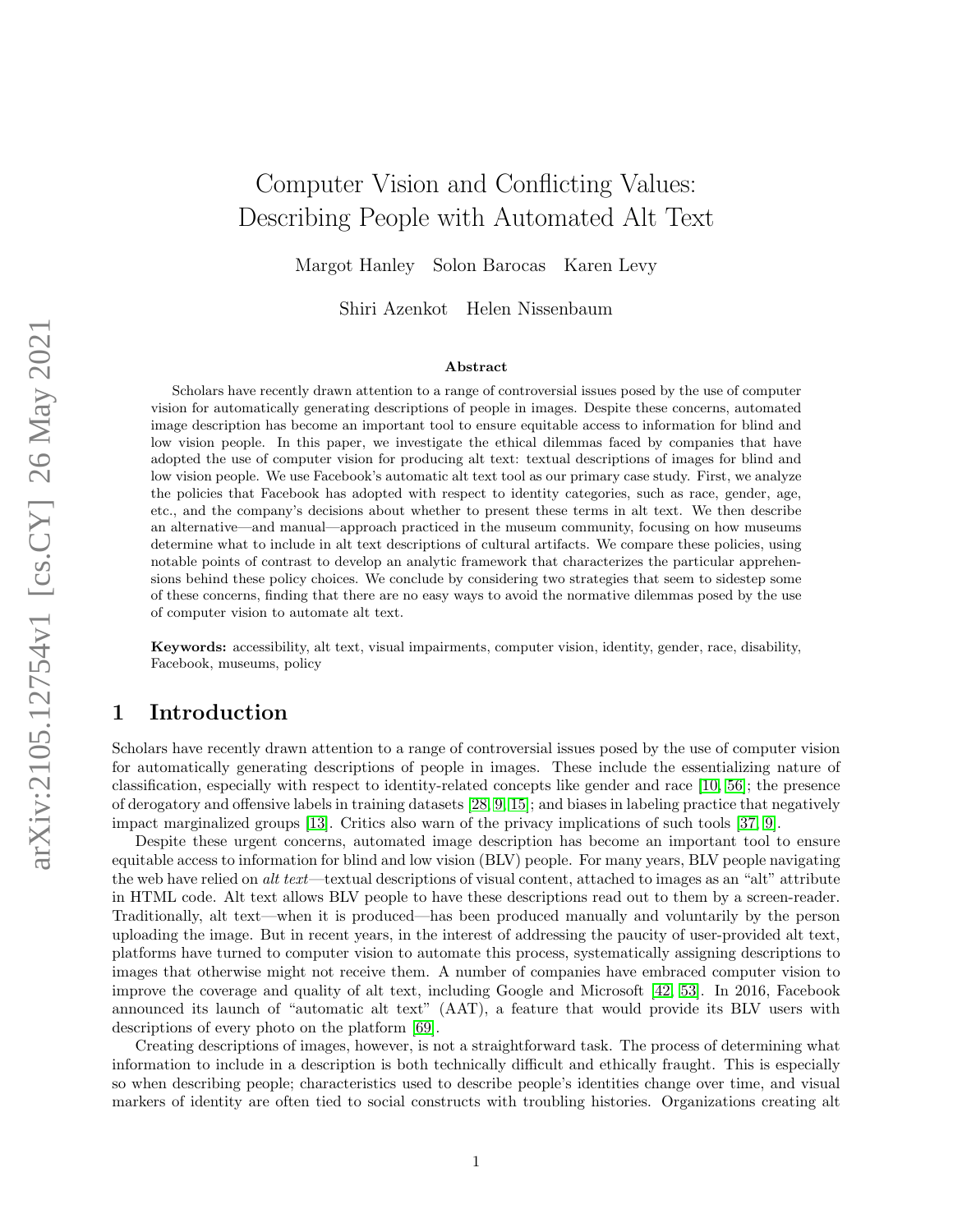# Computer Vision and Conflicting Values: Describing People with Automated Alt Text

Margot Hanley    Solon Barocas    Karen Levy

Shiri Azenkot    Helen Nissenbaum

### Abstract

Scholars have recently drawn attention to a range of controversial issues posed by the use of computer vision for automatically generating descriptions of people in images. Despite these concerns, automated image description has become an important tool to ensure equitable access to information for blind and low vision people. In this paper, we investigate the ethical dilemmas faced by companies that have adopted the use of computer vision for producing alt text: textual descriptions of images for blind and low vision people. We use Facebook's automatic alt text tool as our primary case study. First, we analyze the policies that Facebook has adopted with respect to identity categories, such as race, gender, age, etc., and the company's decisions about whether to present these terms in alt text. We then describe an alternative—and manual—approach practiced in the museum community, focusing on how museums determine what to include in alt text descriptions of cultural artifacts. We compare these policies, using notable points of contrast to develop an analytic framework that characterizes the particular apprehensions behind these policy choices. We conclude by considering two strategies that seem to sidestep some of these concerns, finding that there are no easy ways to avoid the normative dilemmas posed by the use of computer vision to automate alt text.

**Keywords:** accessibility, alt text, visual impairments, computer vision, identity, gender, race, disability, Facebook, museums, policy

## 1 Introduction

Scholars have recently drawn attention to a range of controversial issues posed by the use of computer vision for automatically generating descriptions of people in images. These include the essentializing nature of classification, especially with respect to identity-related concepts like gender and race [10, 56]; the presence of derogatory and offensive labels in training datasets [28, 9, 15]; and biases in labeling practice that negatively impact marginalized groups [13]. Critics also warn of the privacy implications of such tools [37, 9].

Despite these urgent concerns, automated image description has become an important tool to ensure equitable access to information for blind and low vision (BLV) people. For many years, BLV people navigating the web have relied on *alt text*—textual descriptions of visual content, attached to images as an "alt" attribute in HTML code. Alt text allows BLV people to have these descriptions read out to them by a screen-reader. Traditionally, alt text—when it is produced—has been produced manually and voluntarily by the person uploading the image. But in recent years, in the interest of addressing the paucity of user-provided alt text, platforms have turned to computer vision to automate this process, systematically assigning descriptions to images that otherwise might not receive them. A number of companies have embraced computer vision to improve the coverage and quality of alt text, including Google and Microsoft [42, 53]. In 2016, Facebook announced its launch of "automatic alt text" (AAT), a feature that would provide its BLV users with descriptions of every photo on the platform [69].

Creating descriptions of images, however, is not a straightforward task. The process of determining what information to include in a description is both technically difficult and ethically fraught. This is especially so when describing people; characteristics used to describe people's identities change over time, and visual markers of identity are often tied to social constructs with troubling histories. Organizations creating alt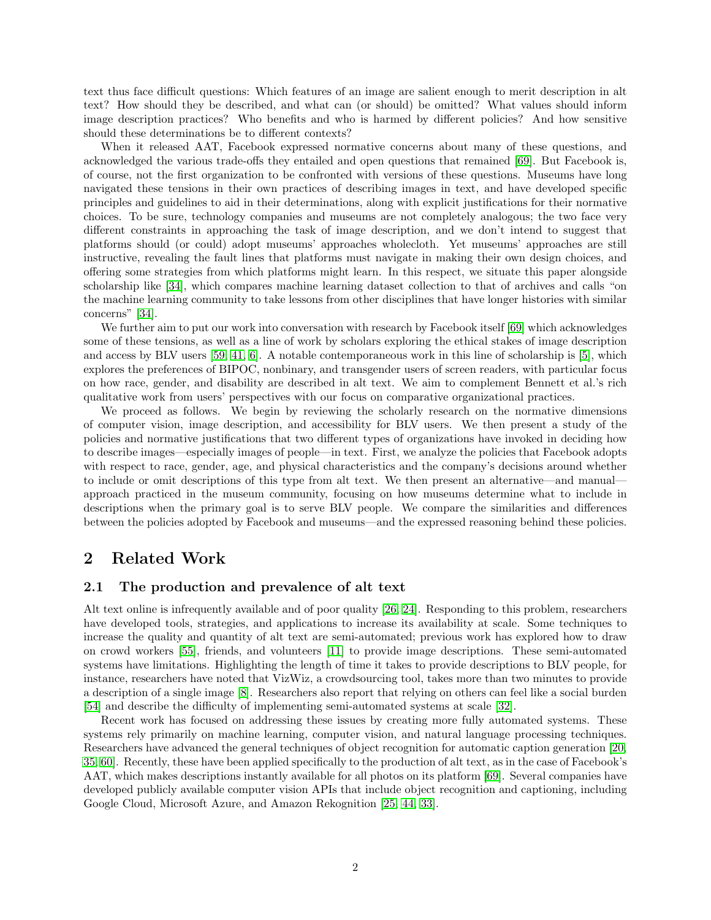text thus face difficult questions: Which features of an image are salient enough to merit description in alt text? How should they be described, and what can (or should) be omitted? What values should inform image description practices? Who benefits and who is harmed by different policies? And how sensitive should these determinations be to different contexts?

When it released AAT, Facebook expressed normative concerns about many of these questions, and acknowledged the various trade-offs they entailed and open questions that remained [69]. But Facebook is, of course, not the first organization to be confronted with versions of these questions. Museums have long navigated these tensions in their own practices of describing images in text, and have developed specific principles and guidelines to aid in their determinations, along with explicit justifications for their normative choices. To be sure, technology companies and museums are not completely analogous; the two face very different constraints in approaching the task of image description, and we don't intend to suggest that platforms should (or could) adopt museums' approaches wholecloth. Yet museums' approaches are still instructive, revealing the fault lines that platforms must navigate in making their own design choices, and offering some strategies from which platforms might learn. In this respect, we situate this paper alongside scholarship like [34], which compares machine learning dataset collection to that of archives and calls "on the machine learning community to take lessons from other disciplines that have longer histories with similar concerns" [34].

We further aim to put our work into conversation with research by Facebook itself [69] which acknowledges some of these tensions, as well as a line of work by scholars exploring the ethical stakes of image description and access by BLV users [59, 41, 6]. A notable contemporaneous work in this line of scholarship is [5], which explores the preferences of BIPOC, nonbinary, and transgender users of screen readers, with particular focus on how race, gender, and disability are described in alt text. We aim to complement Bennett et al.'s rich qualitative work from users' perspectives with our focus on comparative organizational practices.

We proceed as follows. We begin by reviewing the scholarly research on the normative dimensions of computer vision, image description, and accessibility for BLV users. We then present a study of the policies and normative justifications that two different types of organizations have invoked in deciding how to describe images—especially images of people—in text. First, we analyze the policies that Facebook adopts with respect to race, gender, age, and physical characteristics and the company's decisions around whether to include or omit descriptions of this type from alt text. We then present an alternative—and manual—approach practiced in the museum community, focusing on how museums determine what to include in descriptions when the primary goal is to serve BLV people. We compare the similarities and differences between the policies adopted by Facebook and museums—and the expressed reasoning behind these policies.

## 2 Related Work

### 2.1 The production and prevalence of alt text

Alt text online is infrequently available and of poor quality [26, 24]. Responding to this problem, researchers have developed tools, strategies, and applications to increase its availability at scale. Some techniques to increase the quality and quantity of alt text are semi-automated; previous work has explored how to draw on crowd workers [55], friends, and volunteers [11] to provide image descriptions. These semi-automated systems have limitations. Highlighting the length of time it takes to provide descriptions to BLV people, for instance, researchers have noted that VizWiz, a crowdsourcing tool, takes more than two minutes to provide a description of a single image [8]. Researchers also report that relying on others can feel like a social burden [54] and describe the difficulty of implementing semi-automated systems at scale [32].

Recent work has focused on addressing these issues by creating more fully automated systems. These systems rely primarily on machine learning, computer vision, and natural language processing techniques. Researchers have advanced the general techniques of object recognition for automatic caption generation [20, 35, 60]. Recently, these have been applied specifically to the production of alt text, as in the case of Facebook's AAT, which makes descriptions instantly available for all photos on its platform [69]. Several companies have developed publicly available computer vision APIs that include object recognition and captioning, including Google Cloud, Microsoft Azure, and Amazon Rekognition [25, 44, 33].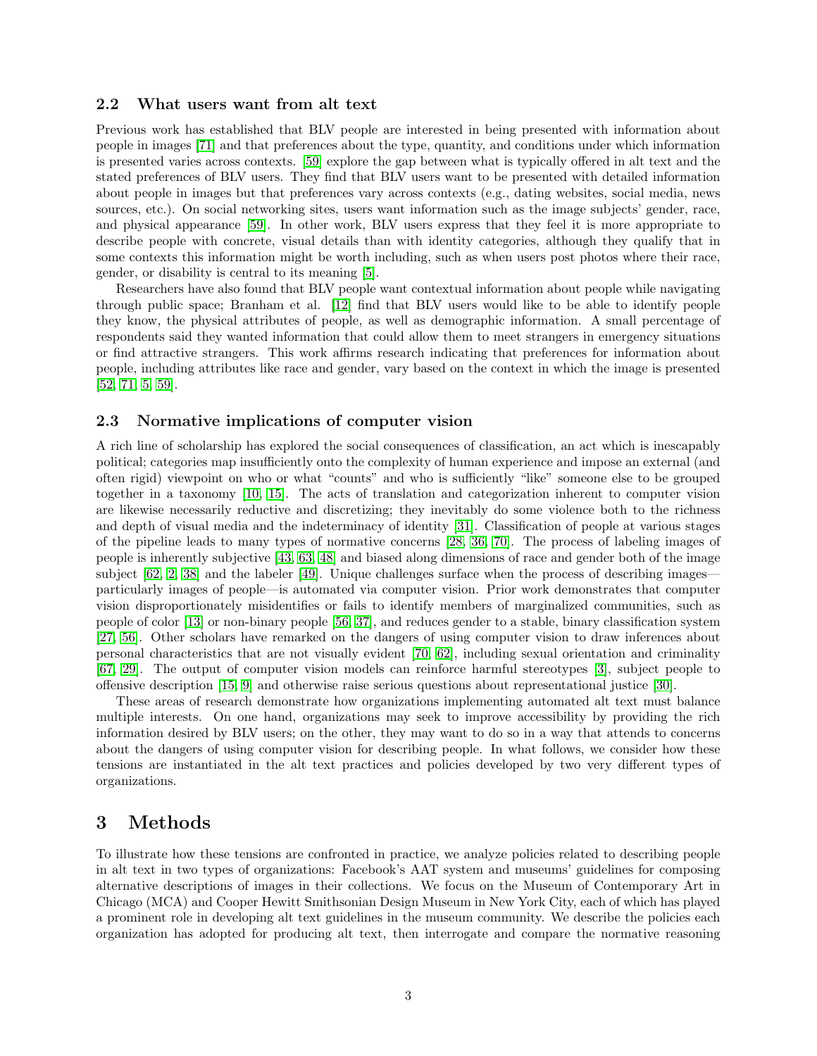### 2.2 What users want from alt text

Previous work has established that BLV people are interested in being presented with information about people in images [71] and that preferences about the type, quantity, and conditions under which information is presented varies across contexts. [59] explore the gap between what is typically offered in alt text and the stated preferences of BLV users. They find that BLV users want to be presented with detailed information about people in images but that preferences vary across contexts (e.g., dating websites, social media, news sources, etc.). On social networking sites, users want information such as the image subjects' gender, race, and physical appearance [59]. In other work, BLV users express that they feel it is more appropriate to describe people with concrete, visual details than with identity categories, although they qualify that in some contexts this information might be worth including, such as when users post photos where their race, gender, or disability is central to its meaning [5].

Researchers have also found that BLV people want contextual information about people while navigating through public space; Branham et al. [12] find that BLV users would like to be able to identify people they know, the physical attributes of people, as well as demographic information. A small percentage of respondents said they wanted information that could allow them to meet strangers in emergency situations or find attractive strangers. This work affirms research indicating that preferences for information about people, including attributes like race and gender, vary based on the context in which the image is presented [52, 71, 5, 59].

### 2.3 Normative implications of computer vision

A rich line of scholarship has explored the social consequences of classification, an act which is inescapably political; categories map insufficiently onto the complexity of human experience and impose an external (and often rigid) viewpoint on who or what "counts" and who is sufficiently "like" someone else to be grouped together in a taxonomy [10, 15]. The acts of translation and categorization inherent to computer vision are likewise necessarily reductive and discretizing; they inevitably do some violence both to the richness and depth of visual media and the indeterminacy of identity [31]. Classification of people at various stages of the pipeline leads to many types of normative concerns [28, 36, 70]. The process of labeling images of people is inherently subjective [43, 63, 48] and biased along dimensions of race and gender both of the image subject [62, 2, 38] and the labeler [49]. Unique challenges surface when the process of describing images—particularly images of people—is automated via computer vision. Prior work demonstrates that computer vision disproportionately misidentifies or fails to identify members of marginalized communities, such as people of color [13] or non-binary people [56, 37], and reduces gender to a stable, binary classification system [27, 56]. Other scholars have remarked on the dangers of using computer vision to draw inferences about personal characteristics that are not visually evident [70, 62], including sexual orientation and criminality [67, 29]. The output of computer vision models can reinforce harmful stereotypes [3], subject people to offensive description [15, 9] and otherwise raise serious questions about representational justice [30].

These areas of research demonstrate how organizations implementing automated alt text must balance multiple interests. On one hand, organizations may seek to improve accessibility by providing the rich information desired by BLV users; on the other, they may want to do so in a way that attends to concerns about the dangers of using computer vision for describing people. In what follows, we consider how these tensions are instantiated in the alt text practices and policies developed by two very different types of organizations.

## 3 Methods

To illustrate how these tensions are confronted in practice, we analyze policies related to describing people in alt text in two types of organizations: Facebook's AAT system and museums' guidelines for composing alternative descriptions of images in their collections. We focus on the Museum of Contemporary Art in Chicago (MCA) and Cooper Hewitt Smithsonian Design Museum in New York City, each of which has played a prominent role in developing alt text guidelines in the museum community. We describe the policies each organization has adopted for producing alt text, then interrogate and compare the normative reasoning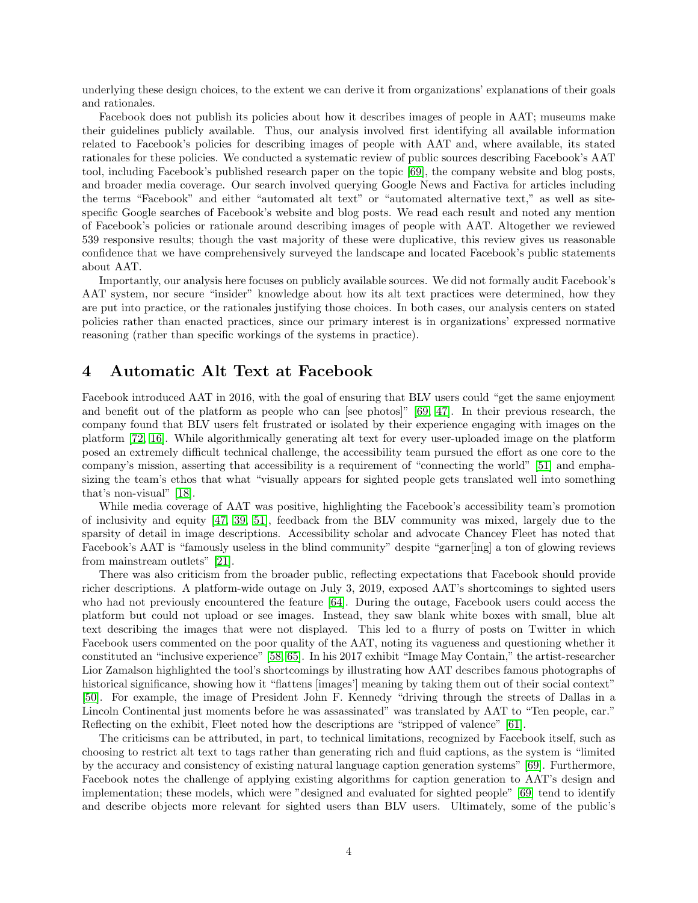underlying these design choices, to the extent we can derive it from organizations' explanations of their goals and rationales.

Facebook does not publish its policies about how it describes images of people in AAT; museums make their guidelines publicly available. Thus, our analysis involved first identifying all available information related to Facebook's policies for describing images of people with AAT and, where available, its stated rationales for these policies. We conducted a systematic review of public sources describing Facebook's AAT tool, including Facebook's published research paper on the topic [69], the company website and blog posts, and broader media coverage. Our search involved querying Google News and Factiva for articles including the terms "Facebook" and either "automated alt text" or "automated alternative text," as well as site-specific Google searches of Facebook's website and blog posts. We read each result and noted any mention of Facebook's policies or rationale around describing images of people with AAT. Altogether we reviewed 539 responsive results; though the vast majority of these were duplicative, this review gives us reasonable confidence that we have comprehensively surveyed the landscape and located Facebook's public statements about AAT.

Importantly, our analysis here focuses on publicly available sources. We did not formally audit Facebook's AAT system, nor secure "insider" knowledge about how its alt text practices were determined, how they are put into practice, or the rationales justifying those choices. In both cases, our analysis centers on stated policies rather than enacted practices, since our primary interest is in organizations' expressed normative reasoning (rather than specific workings of the systems in practice).

# 4 Automatic Alt Text at Facebook

Facebook introduced AAT in 2016, with the goal of ensuring that BLV users could "get the same enjoyment and benefit out of the platform as people who can [see photos]" [69, 47]. In their previous research, the company found that BLV users felt frustrated or isolated by their experience engaging with images on the platform [72, 16]. While algorithmically generating alt text for every user-uploaded image on the platform posed an extremely difficult technical challenge, the accessibility team pursued the effort as one core to the company's mission, asserting that accessibility is a requirement of "connecting the world" [51] and emphasizing the team's ethos that what "visually appears for sighted people gets translated well into something that's non-visual" [18].

While media coverage of AAT was positive, highlighting the Facebook's accessibility team's promotion of inclusivity and equity [47, 39, 51], feedback from the BLV community was mixed, largely due to the sparsity of detail in image descriptions. Accessibility scholar and advocate Chancey Fleet has noted that Facebook's AAT is "famously useless in the blind community" despite "garner[ing] a ton of glowing reviews from mainstream outlets" [21].

There was also criticism from the broader public, reflecting expectations that Facebook should provide richer descriptions. A platform-wide outage on July 3, 2019, exposed AAT's shortcomings to sighted users who had not previously encountered the feature [64]. During the outage, Facebook users could access the platform but could not upload or see images. Instead, they saw blank white boxes with small, blue alt text describing the images that were not displayed. This led to a flurry of posts on Twitter in which Facebook users commented on the poor quality of the AAT, noting its vagueness and questioning whether it constituted an "inclusive experience" [58, 65]. In his 2017 exhibit "Image May Contain," the artist-researcher Lior Zamalson highlighted the tool's shortcomings by illustrating how AAT describes famous photographs of historical significance, showing how it "flattens [images'] meaning by taking them out of their social context" [50]. For example, the image of President John F. Kennedy "driving through the streets of Dallas in a Lincoln Continental just moments before he was assassinated" was translated by AAT to "Ten people, car." Reflecting on the exhibit, Fleet noted how the descriptions are "stripped of valence" [61].

The criticisms can be attributed, in part, to technical limitations, recognized by Facebook itself, such as choosing to restrict alt text to tags rather than generating rich and fluid captions, as the system is "limited by the accuracy and consistency of existing natural language caption generation systems" [69]. Furthermore, Facebook notes the challenge of applying existing algorithms for caption generation to AAT's design and implementation; these models, which were "designed and evaluated for sighted people" [69] tend to identify and describe objects more relevant for sighted users than BLV users. Ultimately, some of the public's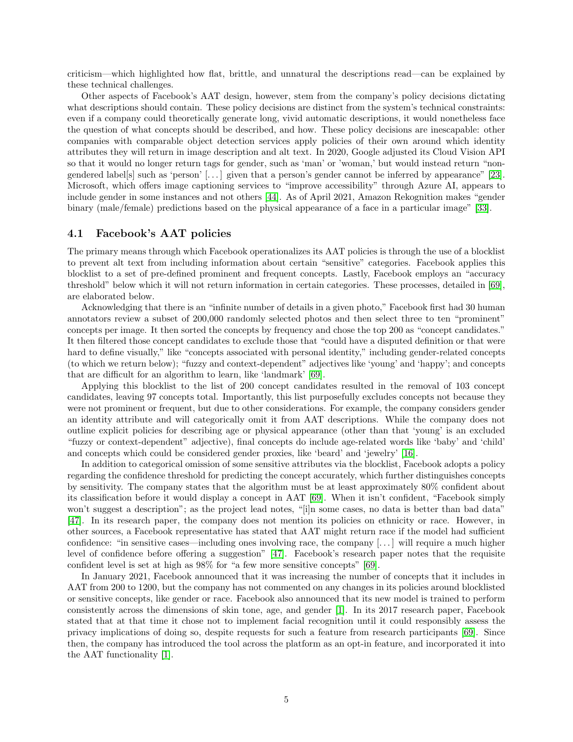criticism—which highlighted how flat, brittle, and unnatural the descriptions read—can be explained by these technical challenges.

Other aspects of Facebook's AAT design, however, stem from the company's policy decisions dictating what descriptions should contain. These policy decisions are distinct from the system's technical constraints: even if a company could theoretically generate long, vivid automatic descriptions, it would nonetheless face the question of what concepts should be described, and how. These policy decisions are inescapable: other companies with comparable object detection services apply policies of their own around which identity attributes they will return in image description and alt text. In 2020, Google adjusted its Cloud Vision API so that it would no longer return tags for gender, such as 'man' or 'woman,' but would instead return "non-gendered label[s] such as 'person' [. . . ] given that a person's gender cannot be inferred by appearance" [23]. Microsoft, which offers image captioning services to "improve accessibility" through Azure AI, appears to include gender in some instances and not others [44]. As of April 2021, Amazon Rekognition makes "gender binary (male/female) predictions based on the physical appearance of a face in a particular image" [33].

## 4.1 Facebook's AAT policies

The primary means through which Facebook operationalizes its AAT policies is through the use of a blocklist to prevent alt text from including information about certain "sensitive" categories. Facebook applies this blocklist to a set of pre-defined prominent and frequent concepts. Lastly, Facebook employs an "accuracy threshold" below which it will not return information in certain categories. These processes, detailed in [69], are elaborated below.

Acknowledging that there is an "infinite number of details in a given photo," Facebook first had 30 human annotators review a subset of 200,000 randomly selected photos and then select three to ten "prominent" concepts per image. It then sorted the concepts by frequency and chose the top 200 as "concept candidates." It then filtered those concept candidates to exclude those that "could have a disputed definition or that were hard to define visually," like "concepts associated with personal identity," including gender-related concepts (to which we return below); "fuzzy and context-dependent" adjectives like 'young' and 'happy'; and concepts that are difficult for an algorithm to learn, like 'landmark' [69].

Applying this blocklist to the list of 200 concept candidates resulted in the removal of 103 concept candidates, leaving 97 concepts total. Importantly, this list purposefully excludes concepts not because they were not prominent or frequent, but due to other considerations. For example, the company considers gender an identity attribute and will categorically omit it from AAT descriptions. While the company does not outline explicit policies for describing age or physical appearance (other than that 'young' is an excluded "fuzzy or context-dependent" adjective), final concepts do include age-related words like 'baby' and 'child' and concepts which could be considered gender proxies, like 'beard' and 'jewelry' [16].

In addition to categorical omission of some sensitive attributes via the blocklist, Facebook adopts a policy regarding the confidence threshold for predicting the concept accurately, which further distinguishes concepts by sensitivity. The company states that the algorithm must be at least approximately 80% confident about its classification before it would display a concept in AAT [69]. When it isn't confident, "Facebook simply won't suggest a description"; as the project lead notes, "[i]n some cases, no data is better than bad data" [47]. In its research paper, the company does not mention its policies on ethnicity or race. However, in other sources, a Facebook representative has stated that AAT might return race if the model had sufficient confidence: "in sensitive cases—including ones involving race, the company [. . . ] will require a much higher level of confidence before offering a suggestion" [47]. Facebook's research paper notes that the requisite confident level is set at high as 98% for "a few more sensitive concepts" [69].

In January 2021, Facebook announced that it was increasing the number of concepts that it includes in AAT from 200 to 1200, but the company has not commented on any changes in its policies around blocklisted or sensitive concepts, like gender or race. Facebook also announced that its new model is trained to perform consistently across the dimensions of skin tone, age, and gender [1]. In its 2017 research paper, Facebook stated that at that time it chose not to implement facial recognition until it could responsibly assess the privacy implications of doing so, despite requests for such a feature from research participants [69]. Since then, the company has introduced the tool across the platform as an opt-in feature, and incorporated it into the AAT functionality [1].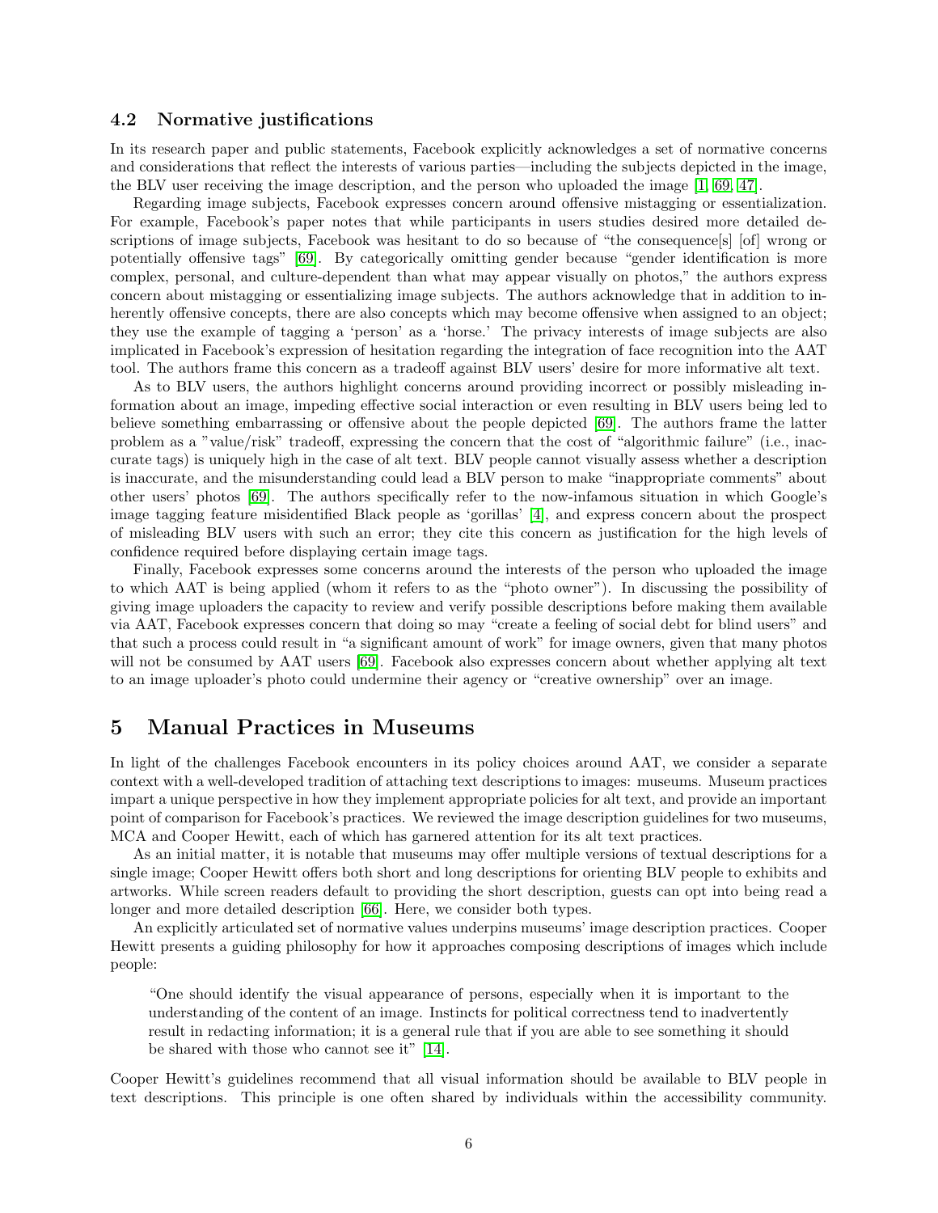### 4.2 Normative justifications

In its research paper and public statements, Facebook explicitly acknowledges a set of normative concerns and considerations that reflect the interests of various parties—including the subjects depicted in the image, the BLV user receiving the image description, and the person who uploaded the image [1, 69, 47].

Regarding image subjects, Facebook expresses concern around offensive mistagging or essentialization. For example, Facebook's paper notes that while participants in users studies desired more detailed descriptions of image subjects, Facebook was hesitant to do so because of "the consequence[s] [of] wrong or potentially offensive tags" [69]. By categorically omitting gender because "gender identification is more complex, personal, and culture-dependent than what may appear visually on photos," the authors express concern about mistagging or essentializing image subjects. The authors acknowledge that in addition to inherently offensive concepts, there are also concepts which may become offensive when assigned to an object; they use the example of tagging a 'person' as a 'horse.' The privacy interests of image subjects are also implicated in Facebook's expression of hesitation regarding the integration of face recognition into the AAT tool. The authors frame this concern as a tradeoff against BLV users' desire for more informative alt text.

As to BLV users, the authors highlight concerns around providing incorrect or possibly misleading information about an image, impeding effective social interaction or even resulting in BLV users being led to believe something embarrassing or offensive about the people depicted [69]. The authors frame the latter problem as a "value/risk" tradeoff, expressing the concern that the cost of "algorithmic failure" (i.e., inaccurate tags) is uniquely high in the case of alt text. BLV people cannot visually assess whether a description is inaccurate, and the misunderstanding could lead a BLV person to make "inappropriate comments" about other users' photos [69]. The authors specifically refer to the now-infamous situation in which Google's image tagging feature misidentified Black people as 'gorillas' [4], and express concern about the prospect of misleading BLV users with such an error; they cite this concern as justification for the high levels of confidence required before displaying certain image tags.

Finally, Facebook expresses some concerns around the interests of the person who uploaded the image to which AAT is being applied (whom it refers to as the "photo owner"). In discussing the possibility of giving image uploaders the capacity to review and verify possible descriptions before making them available via AAT, Facebook expresses concern that doing so may "create a feeling of social debt for blind users" and that such a process could result in "a significant amount of work" for image owners, given that many photos will not be consumed by AAT users [69]. Facebook also expresses concern about whether applying alt text to an image uploader's photo could undermine their agency or "creative ownership" over an image.

## 5 Manual Practices in Museums

In light of the challenges Facebook encounters in its policy choices around AAT, we consider a separate context with a well-developed tradition of attaching text descriptions to images: museums. Museum practices impart a unique perspective in how they implement appropriate policies for alt text, and provide an important point of comparison for Facebook's practices. We reviewed the image description guidelines for two museums, MCA and Cooper Hewitt, each of which has garnered attention for its alt text practices.

As an initial matter, it is notable that museums may offer multiple versions of textual descriptions for a single image; Cooper Hewitt offers both short and long descriptions for orienting BLV people to exhibits and artworks. While screen readers default to providing the short description, guests can opt into being read a longer and more detailed description [66]. Here, we consider both types.

An explicitly articulated set of normative values underpins museums' image description practices. Cooper Hewitt presents a guiding philosophy for how it approaches composing descriptions of images which include people:

> "One should identify the visual appearance of persons, especially when it is important to the understanding of the content of an image. Instincts for political correctness tend to inadvertently result in redacting information; it is a general rule that if you are able to see something it should be shared with those who cannot see it" [14].

Cooper Hewitt's guidelines recommend that all visual information should be available to BLV people in text descriptions. This principle is one often shared by individuals within the accessibility community.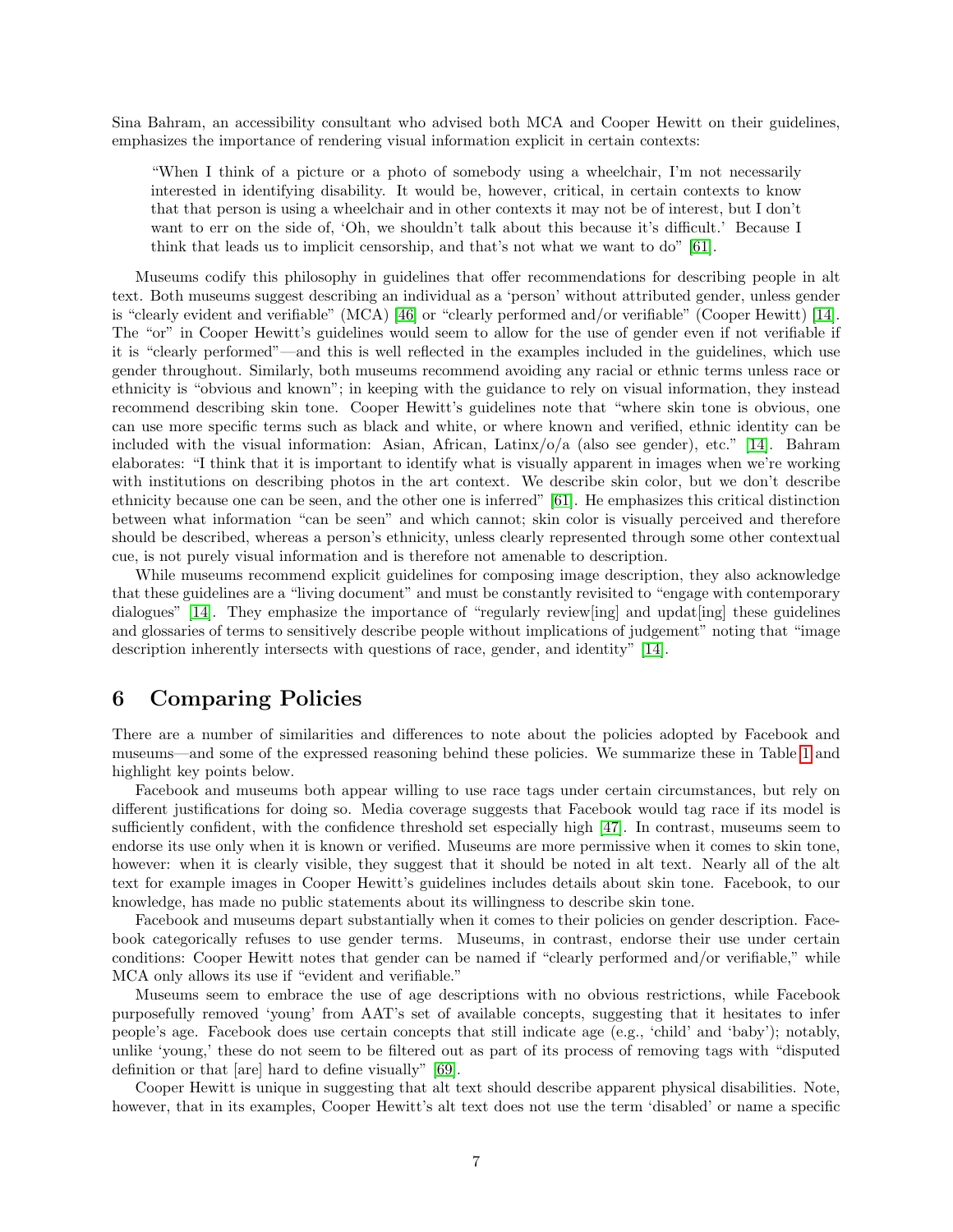Sina Bahram, an accessibility consultant who advised both MCA and Cooper Hewitt on their guidelines, emphasizes the importance of rendering visual information explicit in certain contexts:

> "When I think of a picture or a photo of somebody using a wheelchair, I'm not necessarily interested in identifying disability. It would be, however, critical, in certain contexts to know that that person is using a wheelchair and in other contexts it may not be of interest, but I don't want to err on the side of, 'Oh, we shouldn't talk about this because it's difficult.' Because I think that leads us to implicit censorship, and that's not what we want to do" [61].

Museums codify this philosophy in guidelines that offer recommendations for describing people in alt text. Both museums suggest describing an individual as a 'person' without attributed gender, unless gender is "clearly evident and verifiable" (MCA) [46] or "clearly performed and/or verifiable" (Cooper Hewitt) [14]. The "or" in Cooper Hewitt's guidelines would seem to allow for the use of gender even if not verifiable if it is "clearly performed"—and this is well reflected in the examples included in the guidelines, which use gender throughout. Similarly, both museums recommend avoiding any racial or ethnic terms unless race or ethnicity is "obvious and known"; in keeping with the guidance to rely on visual information, they instead recommend describing skin tone. Cooper Hewitt's guidelines note that "where skin tone is obvious, one can use more specific terms such as black and white, or where known and verified, ethnic identity can be included with the visual information: Asian, African, Latinx/o/a (also see gender), etc." [14]. Bahram elaborates: "I think that it is important to identify what is visually apparent in images when we're working with institutions on describing photos in the art context. We describe skin color, but we don't describe ethnicity because one can be seen, and the other one is inferred" [61]. He emphasizes this critical distinction between what information "can be seen" and which cannot; skin color is visually perceived and therefore should be described, whereas a person's ethnicity, unless clearly represented through some other contextual cue, is not purely visual information and is therefore not amenable to description.

While museums recommend explicit guidelines for composing image description, they also acknowledge that these guidelines are a "living document" and must be constantly revisited to "engage with contemporary dialogues" [14]. They emphasize the importance of "regularly review[ing] and updat[ing] these guidelines and glossaries of terms to sensitively describe people without implications of judgement" noting that "image description inherently intersects with questions of race, gender, and identity" [14].

# 6 Comparing Policies

There are a number of similarities and differences to note about the policies adopted by Facebook and museums—and some of the expressed reasoning behind these policies. We summarize these in Table 1 and highlight key points below.

Facebook and museums both appear willing to use race tags under certain circumstances, but rely on different justifications for doing so. Media coverage suggests that Facebook would tag race if its model is sufficiently confident, with the confidence threshold set especially high [47]. In contrast, museums seem to endorse its use only when it is known or verified. Museums are more permissive when it comes to skin tone, however: when it is clearly visible, they suggest that it should be noted in alt text. Nearly all of the alt text for example images in Cooper Hewitt's guidelines includes details about skin tone. Facebook, to our knowledge, has made no public statements about its willingness to describe skin tone.

Facebook and museums depart substantially when it comes to their policies on gender description. Facebook categorically refuses to use gender terms. Museums, in contrast, endorse their use under certain conditions: Cooper Hewitt notes that gender can be named if "clearly performed and/or verifiable," while MCA only allows its use if "evident and verifiable."

Museums seem to embrace the use of age descriptions with no obvious restrictions, while Facebook purposefully removed 'young' from AAT's set of available concepts, suggesting that it hesitates to infer people's age. Facebook does use certain concepts that still indicate age (e.g., 'child' and 'baby'); notably, unlike 'young,' these do not seem to be filtered out as part of its process of removing tags with "disputed definition or that [are] hard to define visually" [69].

Cooper Hewitt is unique in suggesting that alt text should describe apparent physical disabilities. Note, however, that in its examples, Cooper Hewitt's alt text does not use the term 'disabled' or name a specific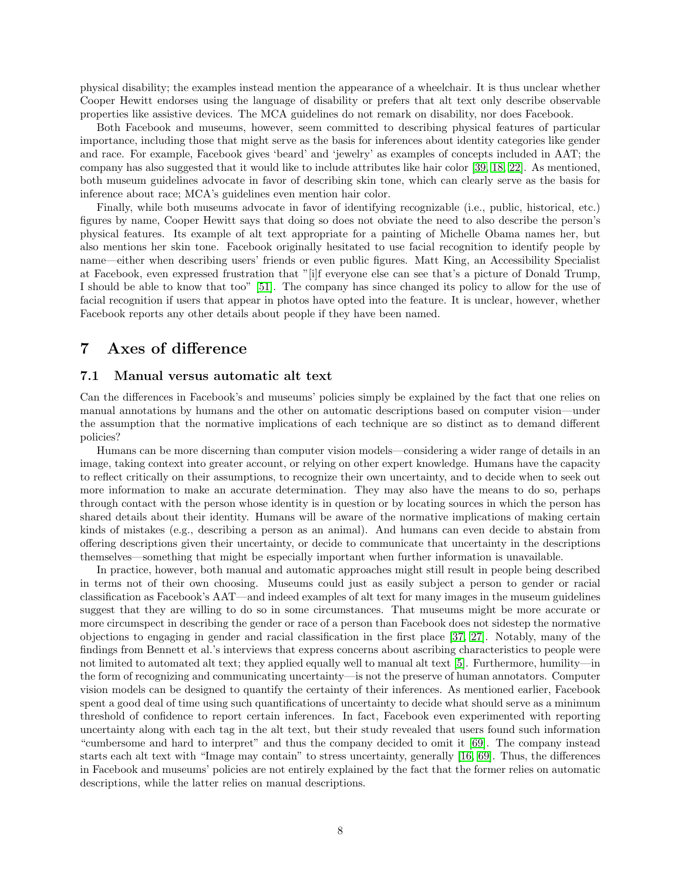physical disability; the examples instead mention the appearance of a wheelchair. It is thus unclear whether Cooper Hewitt endorses using the language of disability or prefers that alt text only describe observable properties like assistive devices. The MCA guidelines do not remark on disability, nor does Facebook.

Both Facebook and museums, however, seem committed to describing physical features of particular importance, including those that might serve as the basis for inferences about identity categories like gender and race. For example, Facebook gives 'beard' and 'jewelry' as examples of concepts included in AAT; the company has also suggested that it would like to include attributes like hair color [39, 18, 22]. As mentioned, both museum guidelines advocate in favor of describing skin tone, which can clearly serve as the basis for inference about race; MCA's guidelines even mention hair color.

Finally, while both museums advocate in favor of identifying recognizable (i.e., public, historical, etc.) figures by name, Cooper Hewitt says that doing so does not obviate the need to also describe the person's physical features. Its example of alt text appropriate for a painting of Michelle Obama names her, but also mentions her skin tone. Facebook originally hesitated to use facial recognition to identify people by name—either when describing users' friends or even public figures. Matt King, an Accessibility Specialist at Facebook, even expressed frustration that "[i]f everyone else can see that's a picture of Donald Trump, I should be able to know that too" [51]. The company has since changed its policy to allow for the use of facial recognition if users that appear in photos have opted into the feature. It is unclear, however, whether Facebook reports any other details about people if they have been named.

# 7 Axes of difference

## 7.1 Manual versus automatic alt text

Can the differences in Facebook's and museums' policies simply be explained by the fact that one relies on manual annotations by humans and the other on automatic descriptions based on computer vision—under the assumption that the normative implications of each technique are so distinct as to demand different policies?

Humans can be more discerning than computer vision models—considering a wider range of details in an image, taking context into greater account, or relying on other expert knowledge. Humans have the capacity to reflect critically on their assumptions, to recognize their own uncertainty, and to decide when to seek out more information to make an accurate determination. They may also have the means to do so, perhaps through contact with the person whose identity is in question or by locating sources in which the person has shared details about their identity. Humans will be aware of the normative implications of making certain kinds of mistakes (e.g., describing a person as an animal). And humans can even decide to abstain from offering descriptions given their uncertainty, or decide to communicate that uncertainty in the descriptions themselves—something that might be especially important when further information is unavailable.

In practice, however, both manual and automatic approaches might still result in people being described in terms not of their own choosing. Museums could just as easily subject a person to gender or racial classification as Facebook's AAT—and indeed examples of alt text for many images in the museum guidelines suggest that they are willing to do so in some circumstances. That museums might be more accurate or more circumspect in describing the gender or race of a person than Facebook does not sidestep the normative objections to engaging in gender and racial classification in the first place [37, 27]. Notably, many of the findings from Bennett et al.'s interviews that express concerns about ascribing characteristics to people were not limited to automated alt text; they applied equally well to manual alt text [5]. Furthermore, humility—in the form of recognizing and communicating uncertainty—is not the preserve of human annotators. Computer vision models can be designed to quantify the certainty of their inferences. As mentioned earlier, Facebook spent a good deal of time using such quantifications of uncertainty to decide what should serve as a minimum threshold of confidence to report certain inferences. In fact, Facebook even experimented with reporting uncertainty along with each tag in the alt text, but their study revealed that users found such information "cumbersome and hard to interpret" and thus the company decided to omit it [69]. The company instead starts each alt text with "Image may contain" to stress uncertainty, generally [16, 69]. Thus, the differences in Facebook and museums' policies are not entirely explained by the fact that the former relies on automatic descriptions, while the latter relies on manual descriptions.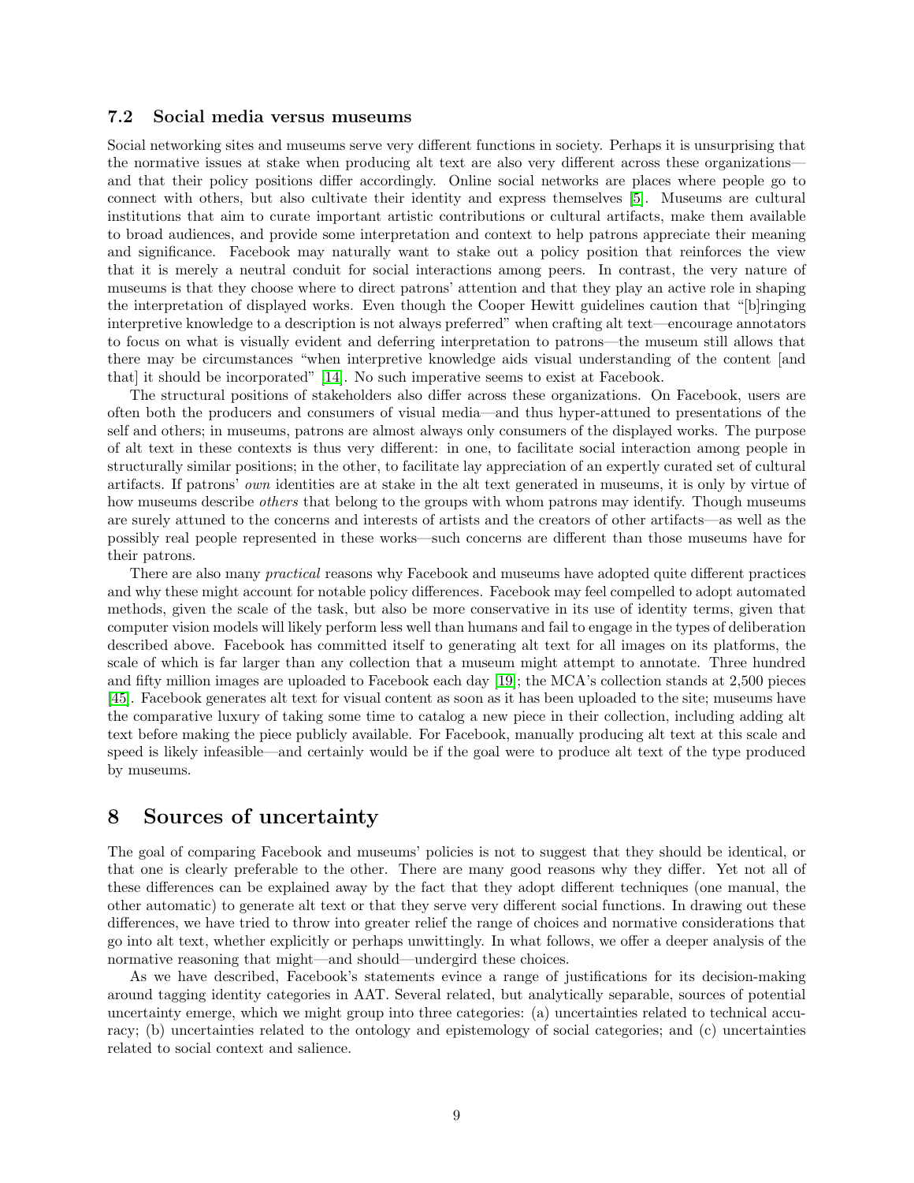### 7.2 Social media versus museums

Social networking sites and museums serve very different functions in society. Perhaps it is unsurprising that the normative issues at stake when producing alt text are also very different across these organizations—and that their policy positions differ accordingly. Online social networks are places where people go to connect with others, but also cultivate their identity and express themselves [5]. Museums are cultural institutions that aim to curate important artistic contributions or cultural artifacts, make them available to broad audiences, and provide some interpretation and context to help patrons appreciate their meaning and significance. Facebook may naturally want to stake out a policy position that reinforces the view that it is merely a neutral conduit for social interactions among peers. In contrast, the very nature of museums is that they choose where to direct patrons' attention and that they play an active role in shaping the interpretation of displayed works. Even though the Cooper Hewitt guidelines caution that "[b]ringing interpretive knowledge to a description is not always preferred" when crafting alt text—encourage annotators to focus on what is visually evident and deferring interpretation to patrons—the museum still allows that there may be circumstances "when interpretive knowledge aids visual understanding of the content [and that] it should be incorporated" [14]. No such imperative seems to exist at Facebook.

The structural positions of stakeholders also differ across these organizations. On Facebook, users are often both the producers and consumers of visual media—and thus hyper-attuned to presentations of the self and others; in museums, patrons are almost always only consumers of the displayed works. The purpose of alt text in these contexts is thus very different: in one, to facilitate social interaction among people in structurally similar positions; in the other, to facilitate lay appreciation of an expertly curated set of cultural artifacts. If patrons' *own* identities are at stake in the alt text generated in museums, it is only by virtue of how museums describe *others* that belong to the groups with whom patrons may identify. Though museums are surely attuned to the concerns and interests of artists and the creators of other artifacts—as well as the possibly real people represented in these works—such concerns are different than those museums have for their patrons.

There are also many *practical* reasons why Facebook and museums have adopted quite different practices and why these might account for notable policy differences. Facebook may feel compelled to adopt automated methods, given the scale of the task, but also be more conservative in its use of identity terms, given that computer vision models will likely perform less well than humans and fail to engage in the types of deliberation described above. Facebook has committed itself to generating alt text for all images on its platforms, the scale of which is far larger than any collection that a museum might attempt to annotate. Three hundred and fifty million images are uploaded to Facebook each day [19]; the MCA's collection stands at 2,500 pieces [45]. Facebook generates alt text for visual content as soon as it has been uploaded to the site; museums have the comparative luxury of taking some time to catalog a new piece in their collection, including adding alt text before making the piece publicly available. For Facebook, manually producing alt text at this scale and speed is likely infeasible—and certainly would be if the goal were to produce alt text of the type produced by museums.

## 8 Sources of uncertainty

The goal of comparing Facebook and museums' policies is not to suggest that they should be identical, or that one is clearly preferable to the other. There are many good reasons why they differ. Yet not all of these differences can be explained away by the fact that they adopt different techniques (one manual, the other automatic) to generate alt text or that they serve very different social functions. In drawing out these differences, we have tried to throw into greater relief the range of choices and normative considerations that go into alt text, whether explicitly or perhaps unwittingly. In what follows, we offer a deeper analysis of the normative reasoning that might—and should—undergird these choices.

As we have described, Facebook's statements evince a range of justifications for its decision-making around tagging identity categories in AAT. Several related, but analytically separable, sources of potential uncertainty emerge, which we might group into three categories: (a) uncertainties related to technical accuracy; (b) uncertainties related to the ontology and epistemology of social categories; and (c) uncertainties related to social context and salience.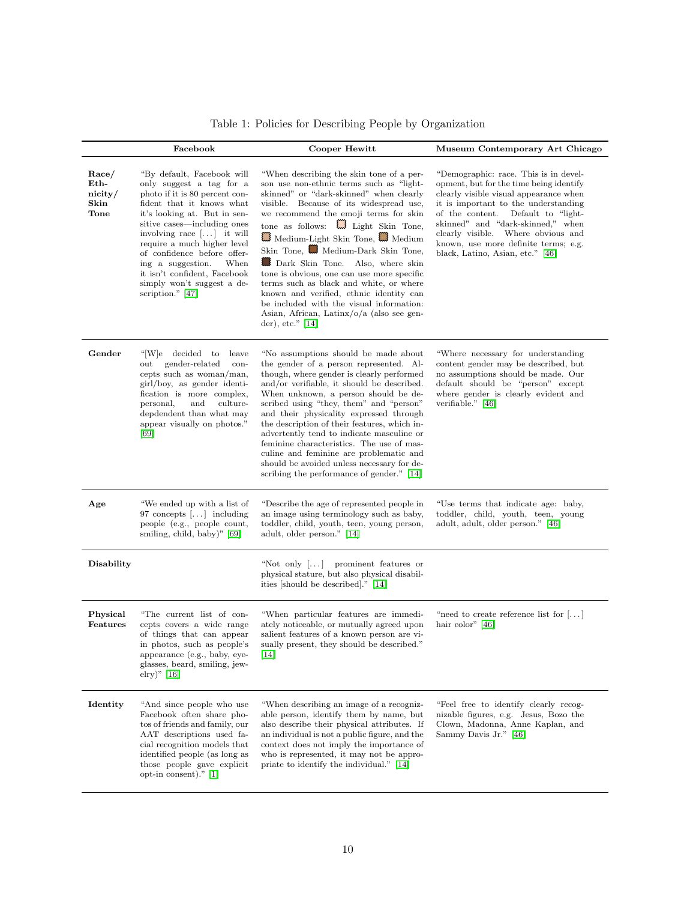Table 1: Policies for Describing People by Organization

| | Facebook | Cooper Hewitt | Museum Contemporary Art Chicago |
|---|---|---|---|
| **Race/ Ethnicity/ Skin Tone** | "By default, Facebook will only suggest a tag for a photo if it is 80 percent confident that it knows what it's looking at. But in sensitive cases—including ones involving race [. . . ] it will require a much higher level of confidence before offering a suggestion. When it isn't confident, Facebook simply won't suggest a description." [47] | "When describing the skin tone of a person use non-ethnic terms such as "light-skinned" or "dark-skinned" when clearly visible. Because of its widespread use, we recommend the emoji terms for skin tone as follows: Light Skin Tone, Medium-Light Skin Tone, Medium Skin Tone, Medium-Dark Skin Tone, Dark Skin Tone. Also, where skin tone is obvious, one can use more specific terms such as black and white, or where known and verified, ethnic identity can be included with the visual information: Asian, African, Latinx/o/a (also see gender), etc." [14] | "Demographic: race. This is in development, but for the time being identify clearly visible visual appearance when it is important to the understanding of the content. Default to "light-skinned" and "dark-skinned," when clearly visible. Where obvious and known, use more definite terms; e.g. black, Latino, Asian, etc." [46] |
| **Gender** | "[W]e decided to leave out gender-related concepts such as woman/man, girl/boy, as gender identification is more complex, personal, and culture-depdendent than what may appear visually on photos." [69] | "No assumptions should be made about the gender of a person represented. Although, where gender is clearly performed and/or verifiable, it should be described. When unknown, a person should be described using "they, them" and "person" and their physicality expressed through the description of their features, which inadvertently tend to indicate masculine or feminine characteristics. The use of masculine and feminine are problematic and should be avoided unless necessary for describing the performance of gender." [14] | "Where necessary for understanding content gender may be described, but no assumptions should be made. Our default should be "person" except where gender is clearly evident and verifiable." [46] |
| **Age** | "We ended up with a list of 97 concepts [. . . ] including people (e.g., people count, smiling, child, baby)" [69] | "Describe the age of represented people in an image using terminology such as baby, toddler, child, youth, teen, young person, adult, older person." [14] | "Use terms that indicate age: baby, toddler, child, youth, teen, young adult, adult, older person." [46] |
| **Disability** | | "Not only [. . . ] prominent features or physical stature, but also physical disabilities [should be described]." [14] | |
| **Physical Features** | "The current list of concepts covers a wide range of things that can appear in photos, such as people's appearance (e.g., baby, eyeglasses, beard, smiling, jewelry)" [16] | "When particular features are immediately noticeable, or mutually agreed upon salient features of a known person are visually present, they should be described." [14] | "need to create reference list for [. . . ] hair color" [46] |
| **Identity** | "And since people who use Facebook often share photos of friends and family, our AAT descriptions used facial recognition models that identified people (as long as those people gave explicit opt-in consent)." [1] | "When describing an image of a recognizable person, identify them by name, but also describe their physical attributes. If an individual is not a public figure, and the context does not imply the importance of who is represented, it may not be appropriate to identify the individual." [14] | "Feel free to identify clearly recognizable figures, e.g. Jesus, Bozo the Clown, Madonna, Anne Kaplan, and Sammy Davis Jr." [46] |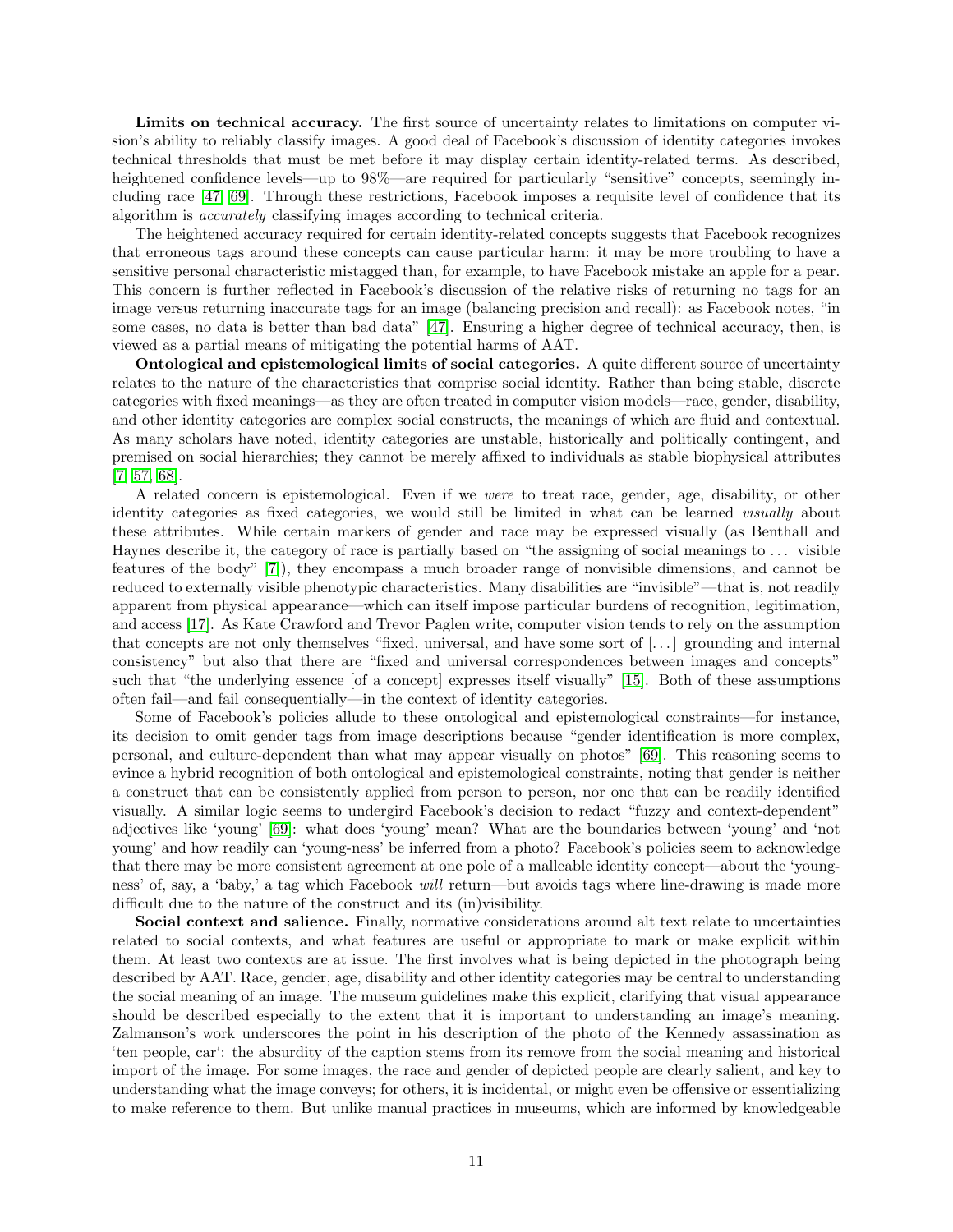**Limits on technical accuracy.** The first source of uncertainty relates to limitations on computer vision's ability to reliably classify images. A good deal of Facebook's discussion of identity categories invokes technical thresholds that must be met before it may display certain identity-related terms. As described, heightened confidence levels—up to 98%—are required for particularly "sensitive" concepts, seemingly including race [47, 69]. Through these restrictions, Facebook imposes a requisite level of confidence that its algorithm is *accurately* classifying images according to technical criteria.

The heightened accuracy required for certain identity-related concepts suggests that Facebook recognizes that erroneous tags around these concepts can cause particular harm: it may be more troubling to have a sensitive personal characteristic mistagged than, for example, to have Facebook mistake an apple for a pear. This concern is further reflected in Facebook's discussion of the relative risks of returning no tags for an image versus returning inaccurate tags for an image (balancing precision and recall): as Facebook notes, "in some cases, no data is better than bad data" [47]. Ensuring a higher degree of technical accuracy, then, is viewed as a partial means of mitigating the potential harms of AAT.

**Ontological and epistemological limits of social categories.** A quite different source of uncertainty relates to the nature of the characteristics that comprise social identity. Rather than being stable, discrete categories with fixed meanings—as they are often treated in computer vision models—race, gender, disability, and other identity categories are complex social constructs, the meanings of which are fluid and contextual. As many scholars have noted, identity categories are unstable, historically and politically contingent, and premised on social hierarchies; they cannot be merely affixed to individuals as stable biophysical attributes [7, 57, 68].

A related concern is epistemological. Even if we *were* to treat race, gender, age, disability, or other identity categories as fixed categories, we would still be limited in what can be learned *visually* about these attributes. While certain markers of gender and race may be expressed visually (as Benthall and Haynes describe it, the category of race is partially based on "the assigning of social meanings to ... visible features of the body" [7]), they encompass a much broader range of nonvisible dimensions, and cannot be reduced to externally visible phenotypic characteristics. Many disabilities are "invisible"—that is, not readily apparent from physical appearance—which can itself impose particular burdens of recognition, legitimation, and access [17]. As Kate Crawford and Trevor Paglen write, computer vision tends to rely on the assumption that concepts are not only themselves "fixed, universal, and have some sort of [...] grounding and internal consistency" but also that there are "fixed and universal correspondences between images and concepts" such that "the underlying essence [of a concept] expresses itself visually" [15]. Both of these assumptions often fail—and fail consequentially—in the context of identity categories.

Some of Facebook's policies allude to these ontological and epistemological constraints—for instance, its decision to omit gender tags from image descriptions because "gender identification is more complex, personal, and culture-dependent than what may appear visually on photos" [69]. This reasoning seems to evince a hybrid recognition of both ontological and epistemological constraints, noting that gender is neither a construct that can be consistently applied from person to person, nor one that can be readily identified visually. A similar logic seems to undergird Facebook's decision to redact "fuzzy and context-dependent" adjectives like 'young' [69]: what does 'young' mean? What are the boundaries between 'young' and 'not young' and how readily can 'young-ness' be inferred from a photo? Facebook's policies seem to acknowledge that there may be more consistent agreement at one pole of a malleable identity concept—about the 'young-ness' of, say, a 'baby,' a tag which Facebook *will* return—but avoids tags where line-drawing is made more difficult due to the nature of the construct and its (in)visibility.

**Social context and salience.** Finally, normative considerations around alt text relate to uncertainties related to social contexts, and what features are useful or appropriate to mark or make explicit within them. At least two contexts are at issue. The first involves what is being depicted in the photograph being described by AAT. Race, gender, age, disability and other identity categories may be central to understanding the social meaning of an image. The museum guidelines make this explicit, clarifying that visual appearance should be described especially to the extent that it is important to understanding an image's meaning. Zalmanson's work underscores the point in his description of the photo of the Kennedy assassination as 'ten people, car': the absurdity of the caption stems from its remove from the social meaning and historical import of the image. For some images, the race and gender of depicted people are clearly salient, and key to understanding what the image conveys; for others, it is incidental, or might even be offensive or essentializing to make reference to them. But unlike manual practices in museums, which are informed by knowledgeable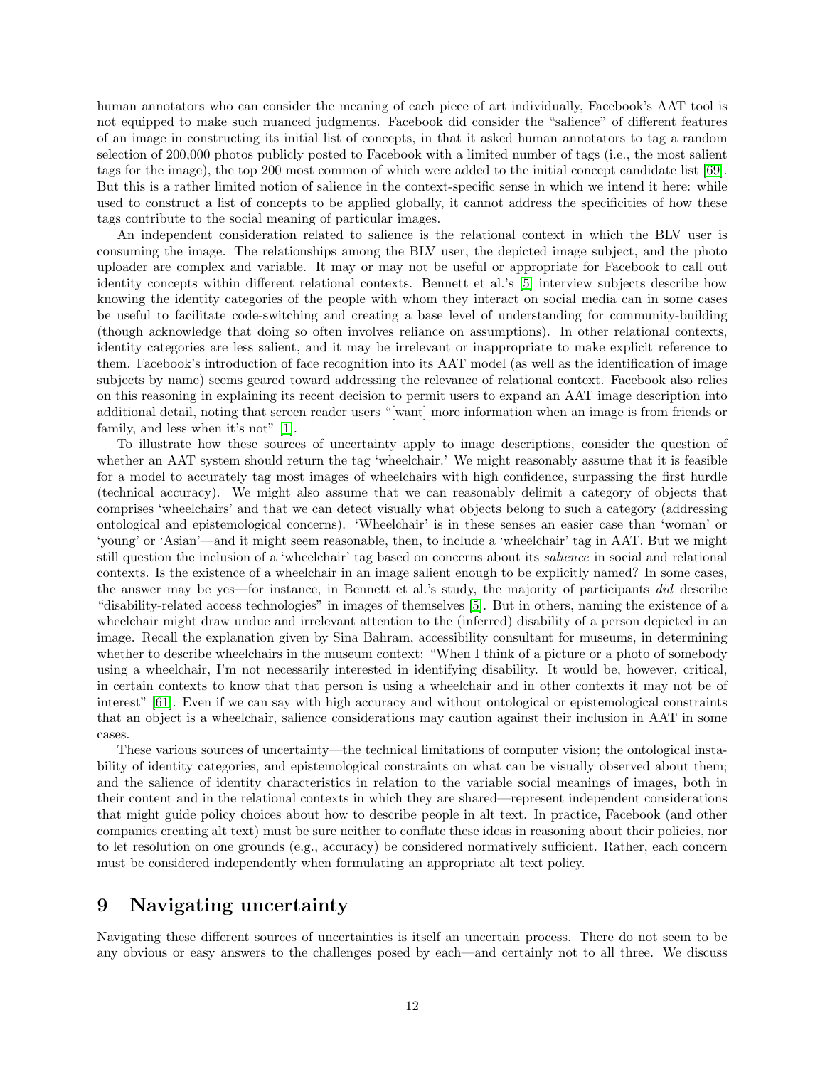human annotators who can consider the meaning of each piece of art individually, Facebook's AAT tool is not equipped to make such nuanced judgments. Facebook did consider the "salience" of different features of an image in constructing its initial list of concepts, in that it asked human annotators to tag a random selection of 200,000 photos publicly posted to Facebook with a limited number of tags (i.e., the most salient tags for the image), the top 200 most common of which were added to the initial concept candidate list [69]. But this is a rather limited notion of salience in the context-specific sense in which we intend it here: while used to construct a list of concepts to be applied globally, it cannot address the specificities of how these tags contribute to the social meaning of particular images.

An independent consideration related to salience is the relational context in which the BLV user is consuming the image. The relationships among the BLV user, the depicted image subject, and the photo uploader are complex and variable. It may or may not be useful or appropriate for Facebook to call out identity concepts within different relational contexts. Bennett et al.'s [5] interview subjects describe how knowing the identity categories of the people with whom they interact on social media can in some cases be useful to facilitate code-switching and creating a base level of understanding for community-building (though acknowledge that doing so often involves reliance on assumptions). In other relational contexts, identity categories are less salient, and it may be irrelevant or inappropriate to make explicit reference to them. Facebook's introduction of face recognition into its AAT model (as well as the identification of image subjects by name) seems geared toward addressing the relevance of relational context. Facebook also relies on this reasoning in explaining its recent decision to permit users to expand an AAT image description into additional detail, noting that screen reader users "[want] more information when an image is from friends or family, and less when it's not" [1].

To illustrate how these sources of uncertainty apply to image descriptions, consider the question of whether an AAT system should return the tag 'wheelchair.' We might reasonably assume that it is feasible for a model to accurately tag most images of wheelchairs with high confidence, surpassing the first hurdle (technical accuracy). We might also assume that we can reasonably delimit a category of objects that comprises 'wheelchairs' and that we can detect visually what objects belong to such a category (addressing ontological and epistemological concerns). 'Wheelchair' is in these senses an easier case than 'woman' or 'young' or 'Asian'—and it might seem reasonable, then, to include a 'wheelchair' tag in AAT. But we might still question the inclusion of a 'wheelchair' tag based on concerns about its *salience* in social and relational contexts. Is the existence of a wheelchair in an image salient enough to be explicitly named? In some cases, the answer may be yes—for instance, in Bennett et al.'s study, the majority of participants *did* describe "disability-related access technologies" in images of themselves [5]. But in others, naming the existence of a wheelchair might draw undue and irrelevant attention to the (inferred) disability of a person depicted in an image. Recall the explanation given by Sina Bahram, accessibility consultant for museums, in determining whether to describe wheelchairs in the museum context: "When I think of a picture or a photo of somebody using a wheelchair, I'm not necessarily interested in identifying disability. It would be, however, critical, in certain contexts to know that that person is using a wheelchair and in other contexts it may not be of interest" [61]. Even if we can say with high accuracy and without ontological or epistemological constraints that an object is a wheelchair, salience considerations may caution against their inclusion in AAT in some cases.

These various sources of uncertainty—the technical limitations of computer vision; the ontological instability of identity categories, and epistemological constraints on what can be visually observed about them; and the salience of identity characteristics in relation to the variable social meanings of images, both in their content and in the relational contexts in which they are shared—represent independent considerations that might guide policy choices about how to describe people in alt text. In practice, Facebook (and other companies creating alt text) must be sure neither to conflate these ideas in reasoning about their policies, nor to let resolution on one grounds (e.g., accuracy) be considered normatively sufficient. Rather, each concern must be considered independently when formulating an appropriate alt text policy.

# 9 Navigating uncertainty

Navigating these different sources of uncertainties is itself an uncertain process. There do not seem to be any obvious or easy answers to the challenges posed by each—and certainly not to all three. We discuss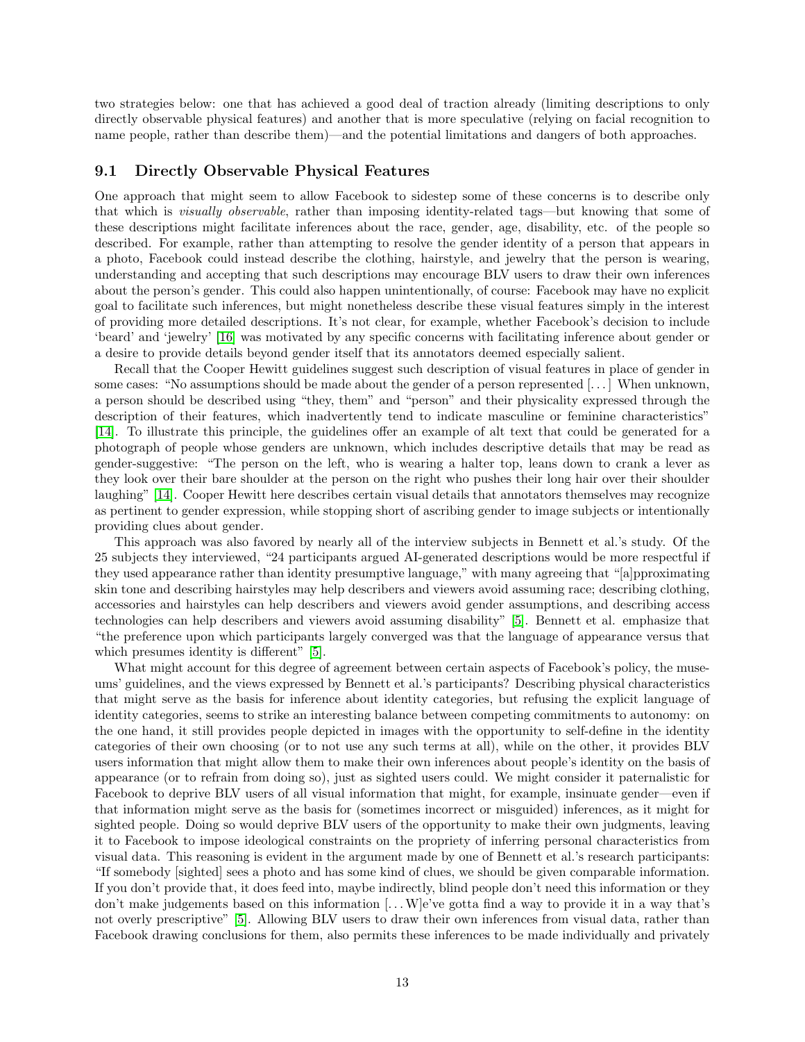two strategies below: one that has achieved a good deal of traction already (limiting descriptions to only directly observable physical features) and another that is more speculative (relying on facial recognition to name people, rather than describe them)—and the potential limitations and dangers of both approaches.

### 9.1 Directly Observable Physical Features

One approach that might seem to allow Facebook to sidestep some of these concerns is to describe only that which is *visually observable*, rather than imposing identity-related tags—but knowing that some of these descriptions might facilitate inferences about the race, gender, age, disability, etc. of the people so described. For example, rather than attempting to resolve the gender identity of a person that appears in a photo, Facebook could instead describe the clothing, hairstyle, and jewelry that the person is wearing, understanding and accepting that such descriptions may encourage BLV users to draw their own inferences about the person's gender. This could also happen unintentionally, of course: Facebook may have no explicit goal to facilitate such inferences, but might nonetheless describe these visual features simply in the interest of providing more detailed descriptions. It's not clear, for example, whether Facebook's decision to include 'beard' and 'jewelry' [16] was motivated by any specific concerns with facilitating inference about gender or a desire to provide details beyond gender itself that its annotators deemed especially salient.

Recall that the Cooper Hewitt guidelines suggest such description of visual features in place of gender in some cases: "No assumptions should be made about the gender of a person represented [. . . ] When unknown, a person should be described using "they, them" and "person" and their physicality expressed through the description of their features, which inadvertently tend to indicate masculine or feminine characteristics" [14]. To illustrate this principle, the guidelines offer an example of alt text that could be generated for a photograph of people whose genders are unknown, which includes descriptive details that may be read as gender-suggestive: "The person on the left, who is wearing a halter top, leans down to crank a lever as they look over their bare shoulder at the person on the right who pushes their long hair over their shoulder laughing" [14]. Cooper Hewitt here describes certain visual details that annotators themselves may recognize as pertinent to gender expression, while stopping short of ascribing gender to image subjects or intentionally providing clues about gender.

This approach was also favored by nearly all of the interview subjects in Bennett et al.'s study. Of the 25 subjects they interviewed, "24 participants argued AI-generated descriptions would be more respectful if they used appearance rather than identity presumptive language," with many agreeing that "[a]pproximating skin tone and describing hairstyles may help describers and viewers avoid assuming race; describing clothing, accessories and hairstyles can help describers and viewers avoid gender assumptions, and describing access technologies can help describers and viewers avoid assuming disability" [5]. Bennett et al. emphasize that "the preference upon which participants largely converged was that the language of appearance versus that which presumes identity is different" [5].

What might account for this degree of agreement between certain aspects of Facebook's policy, the museums' guidelines, and the views expressed by Bennett et al.'s participants? Describing physical characteristics that might serve as the basis for inference about identity categories, but refusing the explicit language of identity categories, seems to strike an interesting balance between competing commitments to autonomy: on the one hand, it still provides people depicted in images with the opportunity to self-define in the identity categories of their own choosing (or to not use any such terms at all), while on the other, it provides BLV users information that might allow them to make their own inferences about people's identity on the basis of appearance (or to refrain from doing so), just as sighted users could. We might consider it paternalistic for Facebook to deprive BLV users of all visual information that might, for example, insinuate gender—even if that information might serve as the basis for (sometimes incorrect or misguided) inferences, as it might for sighted people. Doing so would deprive BLV users of the opportunity to make their own judgments, leaving it to Facebook to impose ideological constraints on the propriety of inferring personal characteristics from visual data. This reasoning is evident in the argument made by one of Bennett et al.'s research participants: "If somebody [sighted] sees a photo and has some kind of clues, we should be given comparable information. If you don't provide that, it does feed into, maybe indirectly, blind people don't need this information or they don't make judgements based on this information [. . . W]e've gotta find a way to provide it in a way that's not overly prescriptive" [5]. Allowing BLV users to draw their own inferences from visual data, rather than Facebook drawing conclusions for them, also permits these inferences to be made individually and privately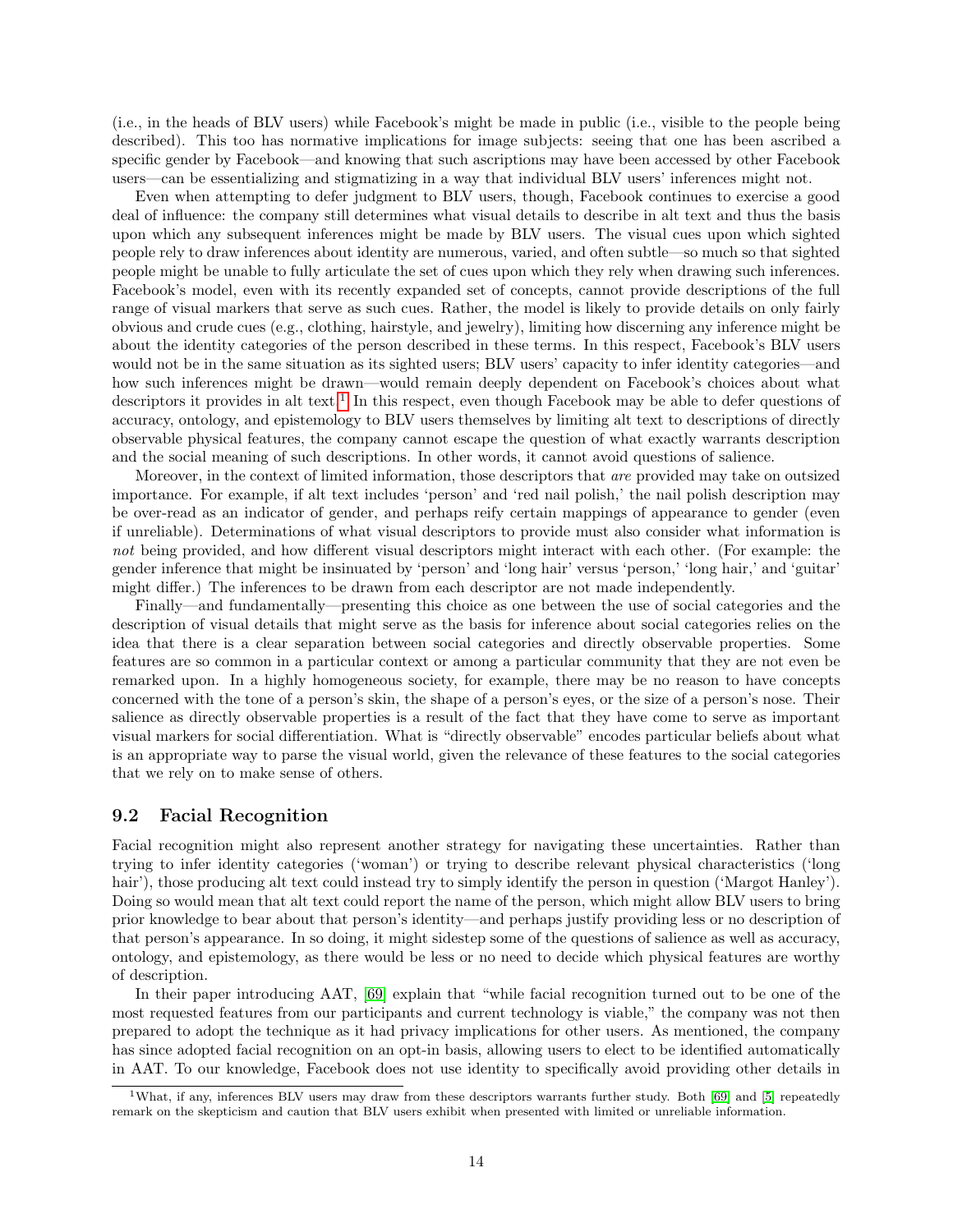(i.e., in the heads of BLV users) while Facebook's might be made in public (i.e., visible to the people being described). This too has normative implications for image subjects: seeing that one has been ascribed a specific gender by Facebook—and knowing that such ascriptions may have been accessed by other Facebook users—can be essentializing and stigmatizing in a way that individual BLV users' inferences might not.

Even when attempting to defer judgment to BLV users, though, Facebook continues to exercise a good deal of influence: the company still determines what visual details to describe in alt text and thus the basis upon which any subsequent inferences might be made by BLV users. The visual cues upon which sighted people rely to draw inferences about identity are numerous, varied, and often subtle—so much so that sighted people might be unable to fully articulate the set of cues upon which they rely when drawing such inferences. Facebook's model, even with its recently expanded set of concepts, cannot provide descriptions of the full range of visual markers that serve as such cues. Rather, the model is likely to provide details on only fairly obvious and crude cues (e.g., clothing, hairstyle, and jewelry), limiting how discerning any inference might be about the identity categories of the person described in these terms. In this respect, Facebook's BLV users would not be in the same situation as its sighted users; BLV users' capacity to infer identity categories—and how such inferences might be drawn—would remain deeply dependent on Facebook's choices about what descriptors it provides in alt text.[1] In this respect, even though Facebook may be able to defer questions of accuracy, ontology, and epistemology to BLV users themselves by limiting alt text to descriptions of directly observable physical features, the company cannot escape the question of what exactly warrants description and the social meaning of such descriptions. In other words, it cannot avoid questions of salience.

Moreover, in the context of limited information, those descriptors that *are* provided may take on outsized importance. For example, if alt text includes 'person' and 'red nail polish,' the nail polish description may be over-read as an indicator of gender, and perhaps reify certain mappings of appearance to gender (even if unreliable). Determinations of what visual descriptors to provide must also consider what information is *not* being provided, and how different visual descriptors might interact with each other. (For example: the gender inference that might be insinuated by 'person' and 'long hair' versus 'person,' 'long hair,' and 'guitar' might differ.) The inferences to be drawn from each descriptor are not made independently.

Finally—and fundamentally—presenting this choice as one between the use of social categories and the description of visual details that might serve as the basis for inference about social categories relies on the idea that there is a clear separation between social categories and directly observable properties. Some features are so common in a particular context or among a particular community that they are not even be remarked upon. In a highly homogeneous society, for example, there may be no reason to have concepts concerned with the tone of a person's skin, the shape of a person's eyes, or the size of a person's nose. Their salience as directly observable properties is a result of the fact that they have come to serve as important visual markers for social differentiation. What is "directly observable" encodes particular beliefs about what is an appropriate way to parse the visual world, given the relevance of these features to the social categories that we rely on to make sense of others.

## 9.2 Facial Recognition

Facial recognition might also represent another strategy for navigating these uncertainties. Rather than trying to infer identity categories ('woman') or trying to describe relevant physical characteristics ('long hair'), those producing alt text could instead try to simply identify the person in question ('Margot Hanley'). Doing so would mean that alt text could report the name of the person, which might allow BLV users to bring prior knowledge to bear about that person's identity—and perhaps justify providing less or no description of that person's appearance. In so doing, it might sidestep some of the questions of salience as well as accuracy, ontology, and epistemology, as there would be less or no need to decide which physical features are worthy of description.

In their paper introducing AAT, [69] explain that "while facial recognition turned out to be one of the most requested features from our participants and current technology is viable," the company was not then prepared to adopt the technique as it had privacy implications for other users. As mentioned, the company has since adopted facial recognition on an opt-in basis, allowing users to elect to be identified automatically in AAT. To our knowledge, Facebook does not use identity to specifically avoid providing other details in

[1] What, if any, inferences BLV users may draw from these descriptors warrants further study. Both [69] and [5] repeatedly remark on the skepticism and caution that BLV users exhibit when presented with limited or unreliable information.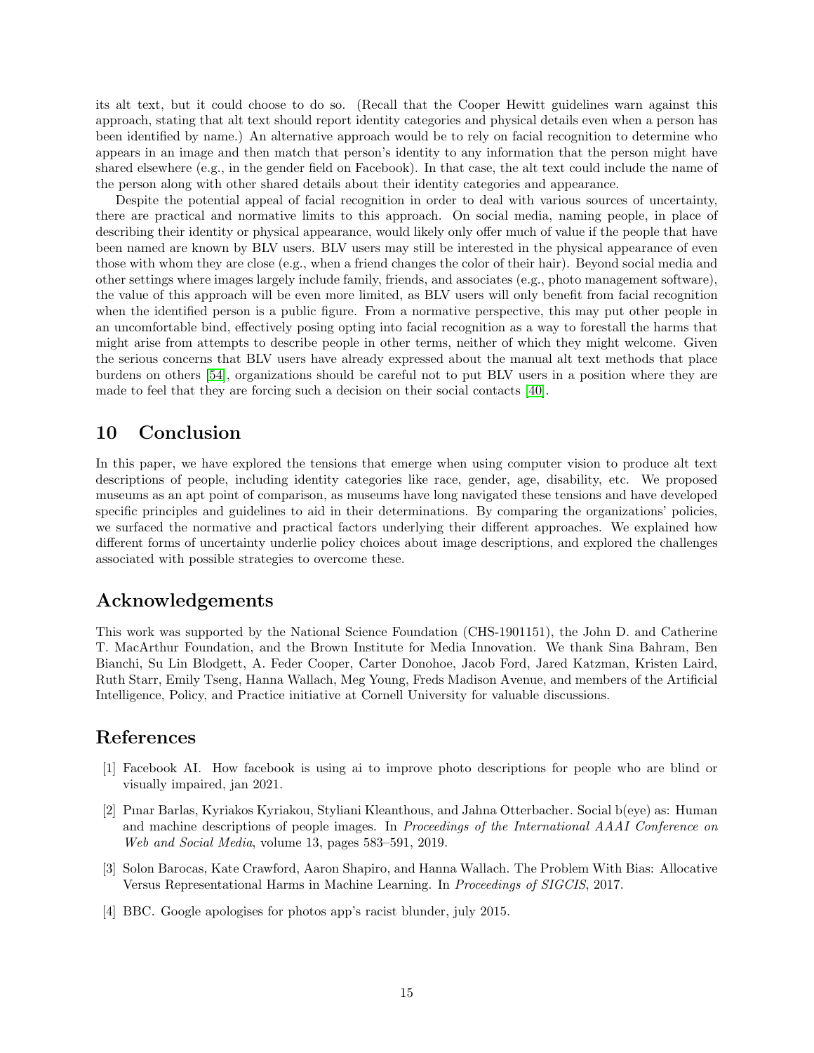its alt text, but it could choose to do so. (Recall that the Cooper Hewitt guidelines warn against this approach, stating that alt text should report identity categories and physical details even when a person has been identified by name.) An alternative approach would be to rely on facial recognition to determine who appears in an image and then match that person's identity to any information that the person might have shared elsewhere (e.g., in the gender field on Facebook). In that case, the alt text could include the name of the person along with other shared details about their identity categories and appearance.

Despite the potential appeal of facial recognition in order to deal with various sources of uncertainty, there are practical and normative limits to this approach. On social media, naming people, in place of describing their identity or physical appearance, would likely only offer much of value if the people that have been named are known by BLV users. BLV users may still be interested in the physical appearance of even those with whom they are close (e.g., when a friend changes the color of their hair). Beyond social media and other settings where images largely include family, friends, and associates (e.g., photo management software), the value of this approach will be even more limited, as BLV users will only benefit from facial recognition when the identified person is a public figure. From a normative perspective, this may put other people in an uncomfortable bind, effectively posing opting into facial recognition as a way to forestall the harms that might arise from attempts to describe people in other terms, neither of which they might welcome. Given the serious concerns that BLV users have already expressed about the manual alt text methods that place burdens on others [54], organizations should be careful not to put BLV users in a position where they are made to feel that they are forcing such a decision on their social contacts [40].

# 10 Conclusion

In this paper, we have explored the tensions that emerge when using computer vision to produce alt text descriptions of people, including identity categories like race, gender, age, disability, etc. We proposed museums as an apt point of comparison, as museums have long navigated these tensions and have developed specific principles and guidelines to aid in their determinations. By comparing the organizations' policies, we surfaced the normative and practical factors underlying their different approaches. We explained how different forms of uncertainty underlie policy choices about image descriptions, and explored the challenges associated with possible strategies to overcome these.

# Acknowledgements

This work was supported by the National Science Foundation (CHS-1901151), the John D. and Catherine T. MacArthur Foundation, and the Brown Institute for Media Innovation. We thank Sina Bahram, Ben Bianchi, Su Lin Blodgett, A. Feder Cooper, Carter Donohoe, Jacob Ford, Jared Katzman, Kristen Laird, Ruth Starr, Emily Tseng, Hanna Wallach, Meg Young, Freds Madison Avenue, and members of the Artificial Intelligence, Policy, and Practice initiative at Cornell University for valuable discussions.

# References

[1] Facebook AI. How facebook is using ai to improve photo descriptions for people who are blind or visually impaired, jan 2021.

[2] Pınar Barlas, Kyriakos Kyriakou, Styliani Kleanthous, and Jahna Otterbacher. Social b(eye) as: Human and machine descriptions of people images. In *Proceedings of the International AAAI Conference on Web and Social Media*, volume 13, pages 583–591, 2019.

[3] Solon Barocas, Kate Crawford, Aaron Shapiro, and Hanna Wallach. The Problem With Bias: Allocative Versus Representational Harms in Machine Learning. In *Proceedings of SIGCIS*, 2017.

[4] BBC. Google apologises for photos app's racist blunder, july 2015.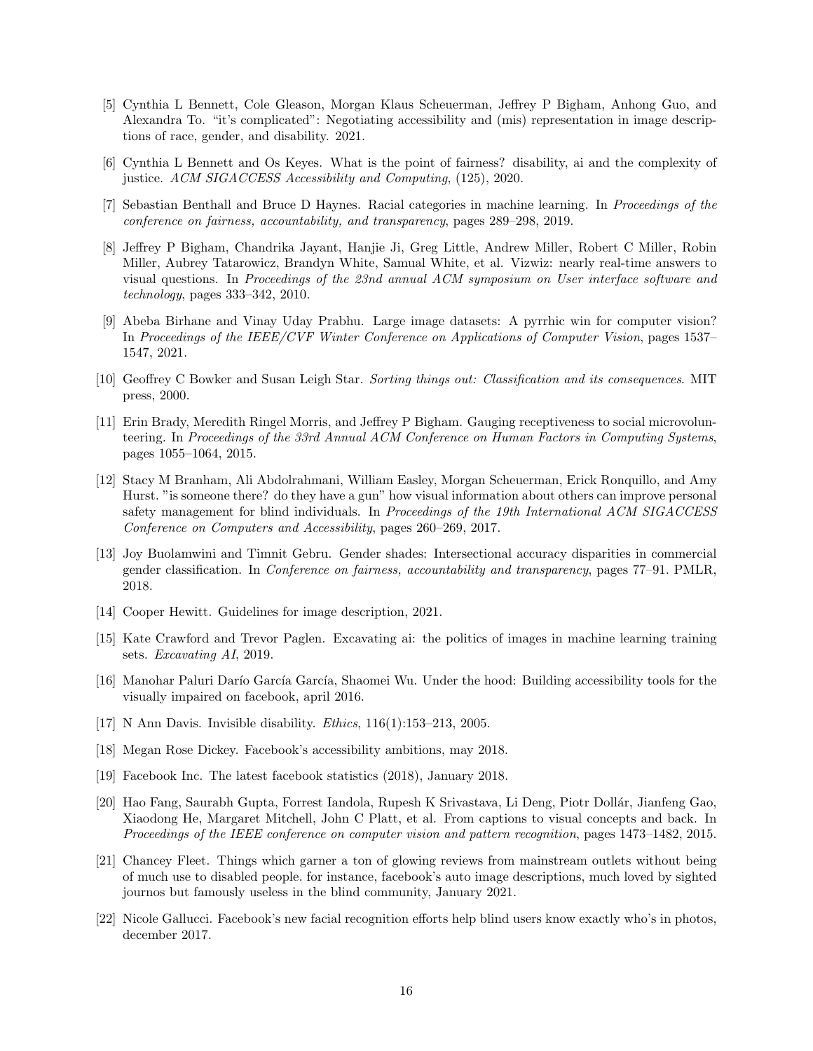[5] Cynthia L Bennett, Cole Gleason, Morgan Klaus Scheuerman, Jeffrey P Bigham, Anhong Guo, and Alexandra To. "it's complicated": Negotiating accessibility and (mis) representation in image descriptions of race, gender, and disability. 2021.

[6] Cynthia L Bennett and Os Keyes. What is the point of fairness? disability, ai and the complexity of justice. *ACM SIGACCESS Accessibility and Computing*, (125), 2020.

[7] Sebastian Benthall and Bruce D Haynes. Racial categories in machine learning. In *Proceedings of the conference on fairness, accountability, and transparency*, pages 289–298, 2019.

[8] Jeffrey P Bigham, Chandrika Jayant, Hanjie Ji, Greg Little, Andrew Miller, Robert C Miller, Robin Miller, Aubrey Tatarowicz, Brandyn White, Samual White, et al. Vizwiz: nearly real-time answers to visual questions. In *Proceedings of the 23nd annual ACM symposium on User interface software and technology*, pages 333–342, 2010.

[9] Abeba Birhane and Vinay Uday Prabhu. Large image datasets: A pyrrhic win for computer vision? In *Proceedings of the IEEE/CVF Winter Conference on Applications of Computer Vision*, pages 1537–1547, 2021.

[10] Geoffrey C Bowker and Susan Leigh Star. *Sorting things out: Classification and its consequences*. MIT press, 2000.

[11] Erin Brady, Meredith Ringel Morris, and Jeffrey P Bigham. Gauging receptiveness to social microvolunteering. In *Proceedings of the 33rd Annual ACM Conference on Human Factors in Computing Systems*, pages 1055–1064, 2015.

[12] Stacy M Branham, Ali Abdolrahmani, William Easley, Morgan Scheuerman, Erick Ronquillo, and Amy Hurst. "is someone there? do they have a gun" how visual information about others can improve personal safety management for blind individuals. In *Proceedings of the 19th International ACM SIGACCESS Conference on Computers and Accessibility*, pages 260–269, 2017.

[13] Joy Buolamwini and Timnit Gebru. Gender shades: Intersectional accuracy disparities in commercial gender classification. In *Conference on fairness, accountability and transparency*, pages 77–91. PMLR, 2018.

[14] Cooper Hewitt. Guidelines for image description, 2021.

[15] Kate Crawford and Trevor Paglen. Excavating ai: the politics of images in machine learning training sets. *Excavating AI*, 2019.

[16] Manohar Paluri Darío García García, Shaomei Wu. Under the hood: Building accessibility tools for the visually impaired on facebook, april 2016.

[17] N Ann Davis. Invisible disability. *Ethics*, 116(1):153–213, 2005.

[18] Megan Rose Dickey. Facebook's accessibility ambitions, may 2018.

[19] Facebook Inc. The latest facebook statistics (2018), January 2018.

[20] Hao Fang, Saurabh Gupta, Forrest Iandola, Rupesh K Srivastava, Li Deng, Piotr Dollár, Jianfeng Gao, Xiaodong He, Margaret Mitchell, John C Platt, et al. From captions to visual concepts and back. In *Proceedings of the IEEE conference on computer vision and pattern recognition*, pages 1473–1482, 2015.

[21] Chancey Fleet. Things which garner a ton of glowing reviews from mainstream outlets without being of much use to disabled people. for instance, facebook's auto image descriptions, much loved by sighted journos but famously useless in the blind community, January 2021.

[22] Nicole Gallucci. Facebook's new facial recognition efforts help blind users know exactly who's in photos, december 2017.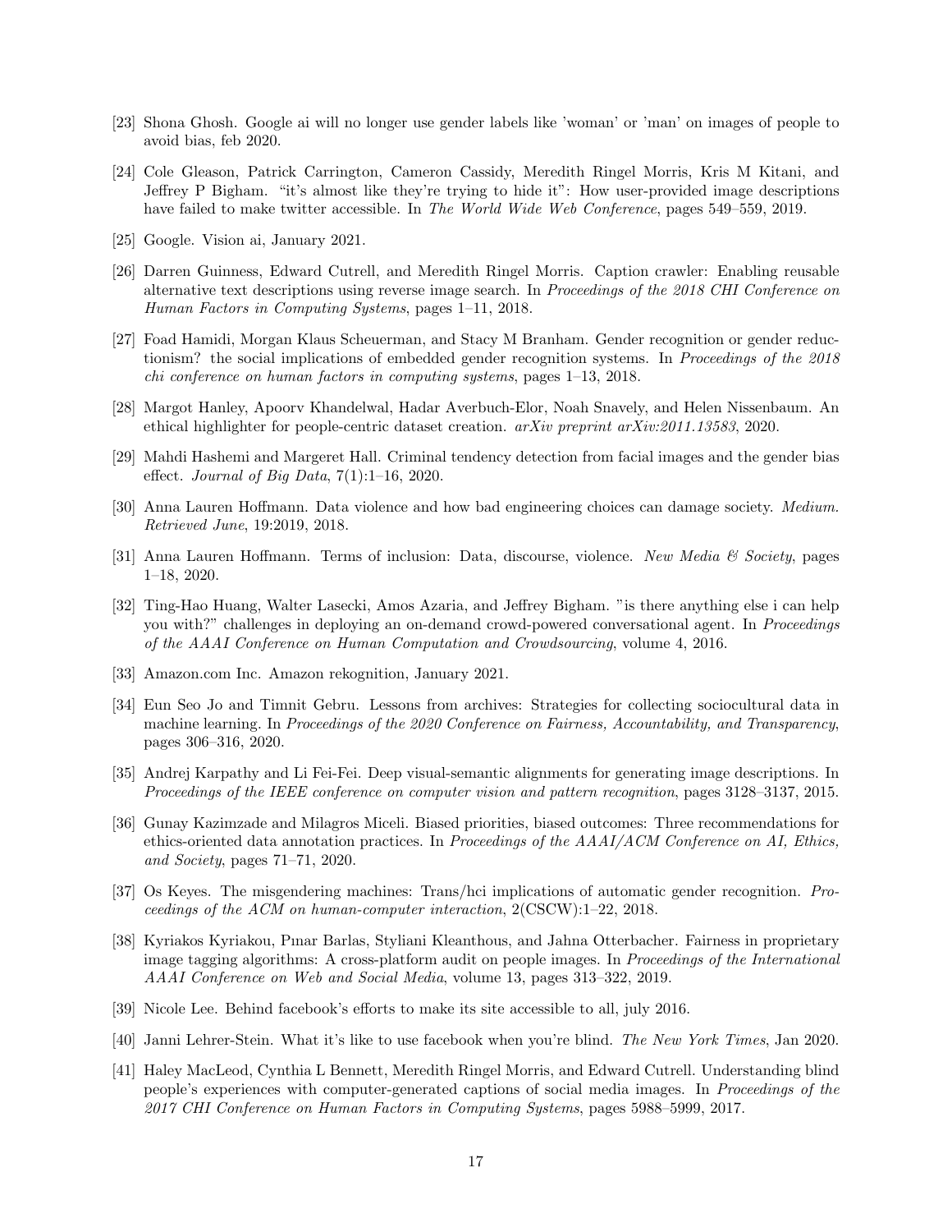[23] Shona Ghosh. Google ai will no longer use gender labels like 'woman' or 'man' on images of people to avoid bias, feb 2020.

[24] Cole Gleason, Patrick Carrington, Cameron Cassidy, Meredith Ringel Morris, Kris M Kitani, and Jeffrey P Bigham. "it's almost like they're trying to hide it": How user-provided image descriptions have failed to make twitter accessible. In *The World Wide Web Conference*, pages 549–559, 2019.

[25] Google. Vision ai, January 2021.

[26] Darren Guinness, Edward Cutrell, and Meredith Ringel Morris. Caption crawler: Enabling reusable alternative text descriptions using reverse image search. In *Proceedings of the 2018 CHI Conference on Human Factors in Computing Systems*, pages 1–11, 2018.

[27] Foad Hamidi, Morgan Klaus Scheuerman, and Stacy M Branham. Gender recognition or gender reductionism? the social implications of embedded gender recognition systems. In *Proceedings of the 2018 chi conference on human factors in computing systems*, pages 1–13, 2018.

[28] Margot Hanley, Apoorv Khandelwal, Hadar Averbuch-Elor, Noah Snavely, and Helen Nissenbaum. An ethical highlighter for people-centric dataset creation. *arXiv preprint arXiv:2011.13583*, 2020.

[29] Mahdi Hashemi and Margeret Hall. Criminal tendency detection from facial images and the gender bias effect. *Journal of Big Data*, 7(1):1–16, 2020.

[30] Anna Lauren Hoffmann. Data violence and how bad engineering choices can damage society. *Medium. Retrieved June*, 19:2019, 2018.

[31] Anna Lauren Hoffmann. Terms of inclusion: Data, discourse, violence. *New Media & Society*, pages 1–18, 2020.

[32] Ting-Hao Huang, Walter Lasecki, Amos Azaria, and Jeffrey Bigham. "is there anything else i can help you with?" challenges in deploying an on-demand crowd-powered conversational agent. In *Proceedings of the AAAI Conference on Human Computation and Crowdsourcing*, volume 4, 2016.

[33] Amazon.com Inc. Amazon rekognition, January 2021.

[34] Eun Seo Jo and Timnit Gebru. Lessons from archives: Strategies for collecting sociocultural data in machine learning. In *Proceedings of the 2020 Conference on Fairness, Accountability, and Transparency*, pages 306–316, 2020.

[35] Andrej Karpathy and Li Fei-Fei. Deep visual-semantic alignments for generating image descriptions. In *Proceedings of the IEEE conference on computer vision and pattern recognition*, pages 3128–3137, 2015.

[36] Gunay Kazimzade and Milagros Miceli. Biased priorities, biased outcomes: Three recommendations for ethics-oriented data annotation practices. In *Proceedings of the AAAI/ACM Conference on AI, Ethics, and Society*, pages 71–71, 2020.

[37] Os Keyes. The misgendering machines: Trans/hci implications of automatic gender recognition. *Proceedings of the ACM on human-computer interaction*, 2(CSCW):1–22, 2018.

[38] Kyriakos Kyriakou, Pınar Barlas, Styliani Kleanthous, and Jahna Otterbacher. Fairness in proprietary image tagging algorithms: A cross-platform audit on people images. In *Proceedings of the International AAAI Conference on Web and Social Media*, volume 13, pages 313–322, 2019.

[39] Nicole Lee. Behind facebook's efforts to make its site accessible to all, july 2016.

[40] Janni Lehrer-Stein. What it's like to use facebook when you're blind. *The New York Times*, Jan 2020.

[41] Haley MacLeod, Cynthia L Bennett, Meredith Ringel Morris, and Edward Cutrell. Understanding blind people's experiences with computer-generated captions of social media images. In *Proceedings of the 2017 CHI Conference on Human Factors in Computing Systems*, pages 5988–5999, 2017.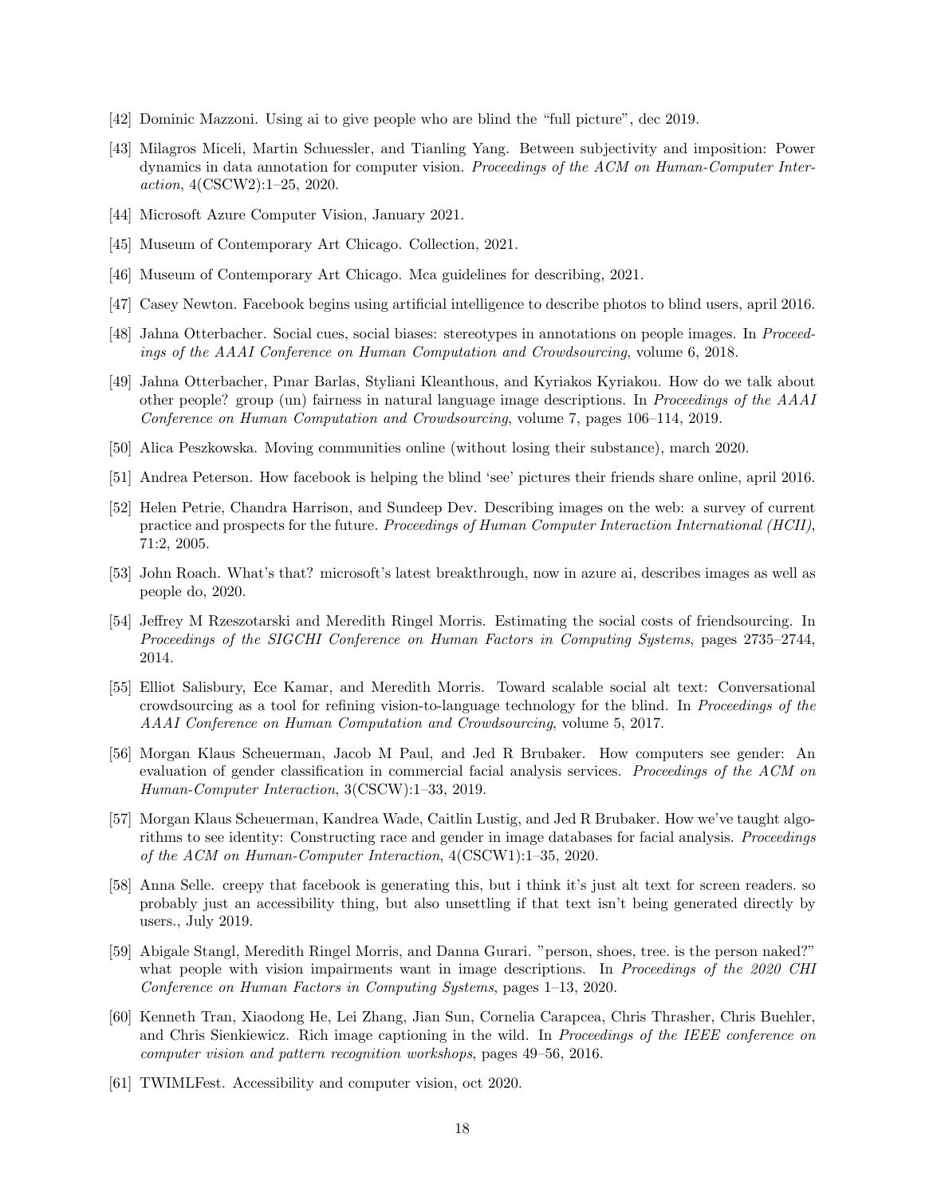[42] Dominic Mazzoni. Using ai to give people who are blind the "full picture", dec 2019.

[43] Milagros Miceli, Martin Schuessler, and Tianling Yang. Between subjectivity and imposition: Power dynamics in data annotation for computer vision. *Proceedings of the ACM on Human-Computer Interaction*, 4(CSCW2):1–25, 2020.

[44] Microsoft Azure Computer Vision, January 2021.

[45] Museum of Contemporary Art Chicago. Collection, 2021.

[46] Museum of Contemporary Art Chicago. Mca guidelines for describing, 2021.

[47] Casey Newton. Facebook begins using artificial intelligence to describe photos to blind users, april 2016.

[48] Jahna Otterbacher. Social cues, social biases: stereotypes in annotations on people images. In *Proceedings of the AAAI Conference on Human Computation and Crowdsourcing*, volume 6, 2018.

[49] Jahna Otterbacher, Pınar Barlas, Styliani Kleanthous, and Kyriakos Kyriakou. How do we talk about other people? group (un) fairness in natural language image descriptions. In *Proceedings of the AAAI Conference on Human Computation and Crowdsourcing*, volume 7, pages 106–114, 2019.

[50] Alica Peszkowska. Moving communities online (without losing their substance), march 2020.

[51] Andrea Peterson. How facebook is helping the blind 'see' pictures their friends share online, april 2016.

[52] Helen Petrie, Chandra Harrison, and Sundeep Dev. Describing images on the web: a survey of current practice and prospects for the future. *Proceedings of Human Computer Interaction International (HCII)*, 71:2, 2005.

[53] John Roach. What's that? microsoft's latest breakthrough, now in azure ai, describes images as well as people do, 2020.

[54] Jeffrey M Rzeszotarski and Meredith Ringel Morris. Estimating the social costs of friendsourcing. In *Proceedings of the SIGCHI Conference on Human Factors in Computing Systems*, pages 2735–2744, 2014.

[55] Elliot Salisbury, Ece Kamar, and Meredith Morris. Toward scalable social alt text: Conversational crowdsourcing as a tool for refining vision-to-language technology for the blind. In *Proceedings of the AAAI Conference on Human Computation and Crowdsourcing*, volume 5, 2017.

[56] Morgan Klaus Scheuerman, Jacob M Paul, and Jed R Brubaker. How computers see gender: An evaluation of gender classification in commercial facial analysis services. *Proceedings of the ACM on Human-Computer Interaction*, 3(CSCW):1–33, 2019.

[57] Morgan Klaus Scheuerman, Kandrea Wade, Caitlin Lustig, and Jed R Brubaker. How we've taught algorithms to see identity: Constructing race and gender in image databases for facial analysis. *Proceedings of the ACM on Human-Computer Interaction*, 4(CSCW1):1–35, 2020.

[58] Anna Selle. creepy that facebook is generating this, but i think it's just alt text for screen readers. so probably just an accessibility thing, but also unsettling if that text isn't being generated directly by users., July 2019.

[59] Abigale Stangl, Meredith Ringel Morris, and Danna Gurari. "person, shoes, tree. is the person naked?" what people with vision impairments want in image descriptions. In *Proceedings of the 2020 CHI Conference on Human Factors in Computing Systems*, pages 1–13, 2020.

[60] Kenneth Tran, Xiaodong He, Lei Zhang, Jian Sun, Cornelia Carapcea, Chris Thrasher, Chris Buehler, and Chris Sienkiewicz. Rich image captioning in the wild. In *Proceedings of the IEEE conference on computer vision and pattern recognition workshops*, pages 49–56, 2016.

[61] TWIMLFest. Accessibility and computer vision, oct 2020.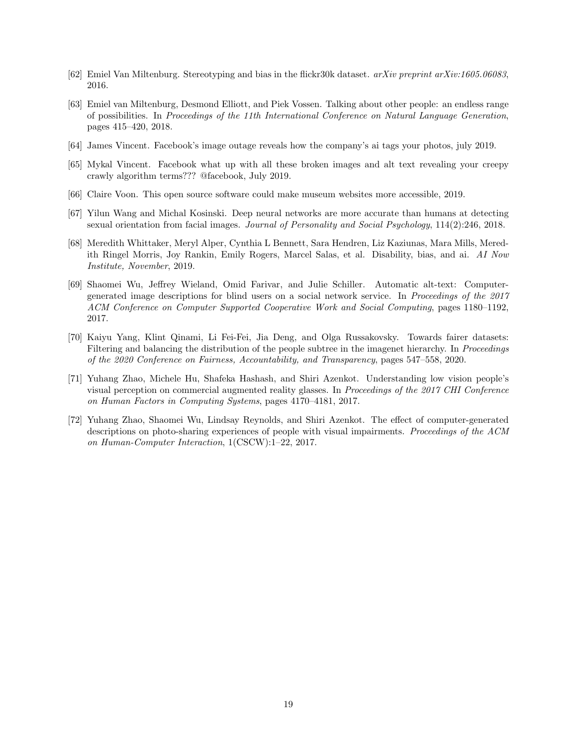[62] Emiel Van Miltenburg. Stereotyping and bias in the flickr30k dataset. *arXiv preprint arXiv:1605.06083*, 2016.

[63] Emiel van Miltenburg, Desmond Elliott, and Piek Vossen. Talking about other people: an endless range of possibilities. In *Proceedings of the 11th International Conference on Natural Language Generation*, pages 415–420, 2018.

[64] James Vincent. Facebook's image outage reveals how the company's ai tags your photos, july 2019.

[65] Mykal Vincent. Facebook what up with all these broken images and alt text revealing your creepy crawly algorithm terms??? @facebook, July 2019.

[66] Claire Voon. This open source software could make museum websites more accessible, 2019.

[67] Yilun Wang and Michal Kosinski. Deep neural networks are more accurate than humans at detecting sexual orientation from facial images. *Journal of Personality and Social Psychology*, 114(2):246, 2018.

[68] Meredith Whittaker, Meryl Alper, Cynthia L Bennett, Sara Hendren, Liz Kaziunas, Mara Mills, Meredith Ringel Morris, Joy Rankin, Emily Rogers, Marcel Salas, et al. Disability, bias, and ai. *AI Now Institute, November*, 2019.

[69] Shaomei Wu, Jeffrey Wieland, Omid Farivar, and Julie Schiller. Automatic alt-text: Computer-generated image descriptions for blind users on a social network service. In *Proceedings of the 2017 ACM Conference on Computer Supported Cooperative Work and Social Computing*, pages 1180–1192, 2017.

[70] Kaiyu Yang, Klint Qinami, Li Fei-Fei, Jia Deng, and Olga Russakovsky. Towards fairer datasets: Filtering and balancing the distribution of the people subtree in the imagenet hierarchy. In *Proceedings of the 2020 Conference on Fairness, Accountability, and Transparency*, pages 547–558, 2020.

[71] Yuhang Zhao, Michele Hu, Shafeka Hashash, and Shiri Azenkot. Understanding low vision people's visual perception on commercial augmented reality glasses. In *Proceedings of the 2017 CHI Conference on Human Factors in Computing Systems*, pages 4170–4181, 2017.

[72] Yuhang Zhao, Shaomei Wu, Lindsay Reynolds, and Shiri Azenkot. The effect of computer-generated descriptions on photo-sharing experiences of people with visual impairments. *Proceedings of the ACM on Human-Computer Interaction*, 1(CSCW):1–22, 2017.